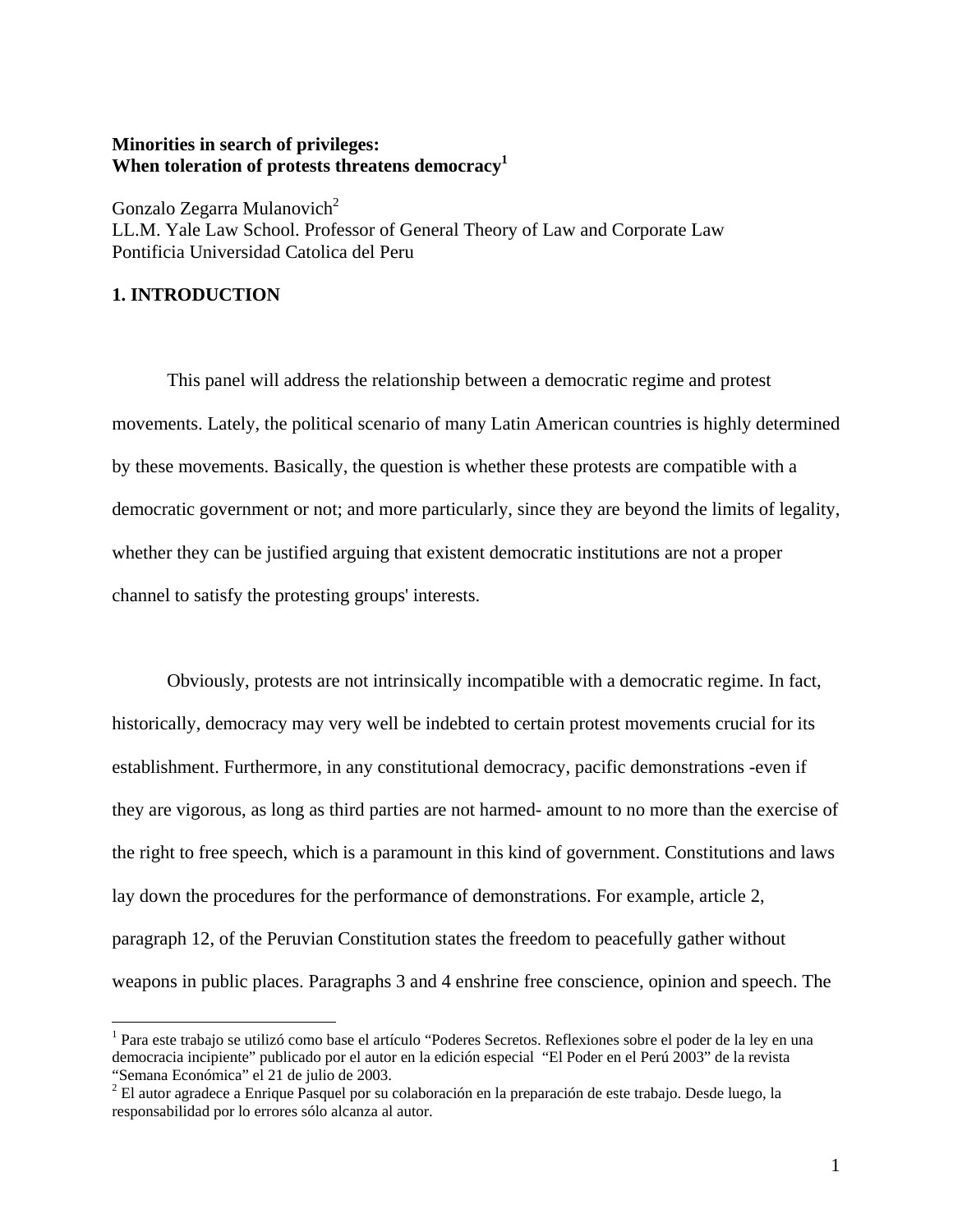**Minorities in search of privileges:**
**When toleration of protests threatens democracy**[1]

Gonzalo Zegarra Mulanovich[2]
LL.M. Yale Law School. Professor of General Theory of Law and Corporate Law
Pontificia Universidad Catolica del Peru

## 1. INTRODUCTION

This panel will address the relationship between a democratic regime and protest movements. Lately, the political scenario of many Latin American countries is highly determined by these movements. Basically, the question is whether these protests are compatible with a democratic government or not; and more particularly, since they are beyond the limits of legality, whether they can be justified arguing that existent democratic institutions are not a proper channel to satisfy the protesting groups' interests.

Obviously, protests are not intrinsically incompatible with a democratic regime. In fact, historically, democracy may very well be indebted to certain protest movements crucial for its establishment. Furthermore, in any constitutional democracy, pacific demonstrations -even if they are vigorous, as long as third parties are not harmed- amount to no more than the exercise of the right to free speech, which is a paramount in this kind of government. Constitutions and laws lay down the procedures for the performance of demonstrations. For example, article 2, paragraph 12, of the Peruvian Constitution states the freedom to peacefully gather without weapons in public places. Paragraphs 3 and 4 enshrine free conscience, opinion and speech. The

---

[1] Para este trabajo se utilizó como base el artículo "Poderes Secretos. Reflexiones sobre el poder de la ley en una democracia incipiente" publicado por el autor en la edición especial "El Poder en el Perú 2003" de la revista "Semana Económica" el 21 de julio de 2003.

[2] El autor agradece a Enrique Pasquel por su colaboración en la preparación de este trabajo. Desde luego, la responsabilidad por lo errores sólo alcanza al autor.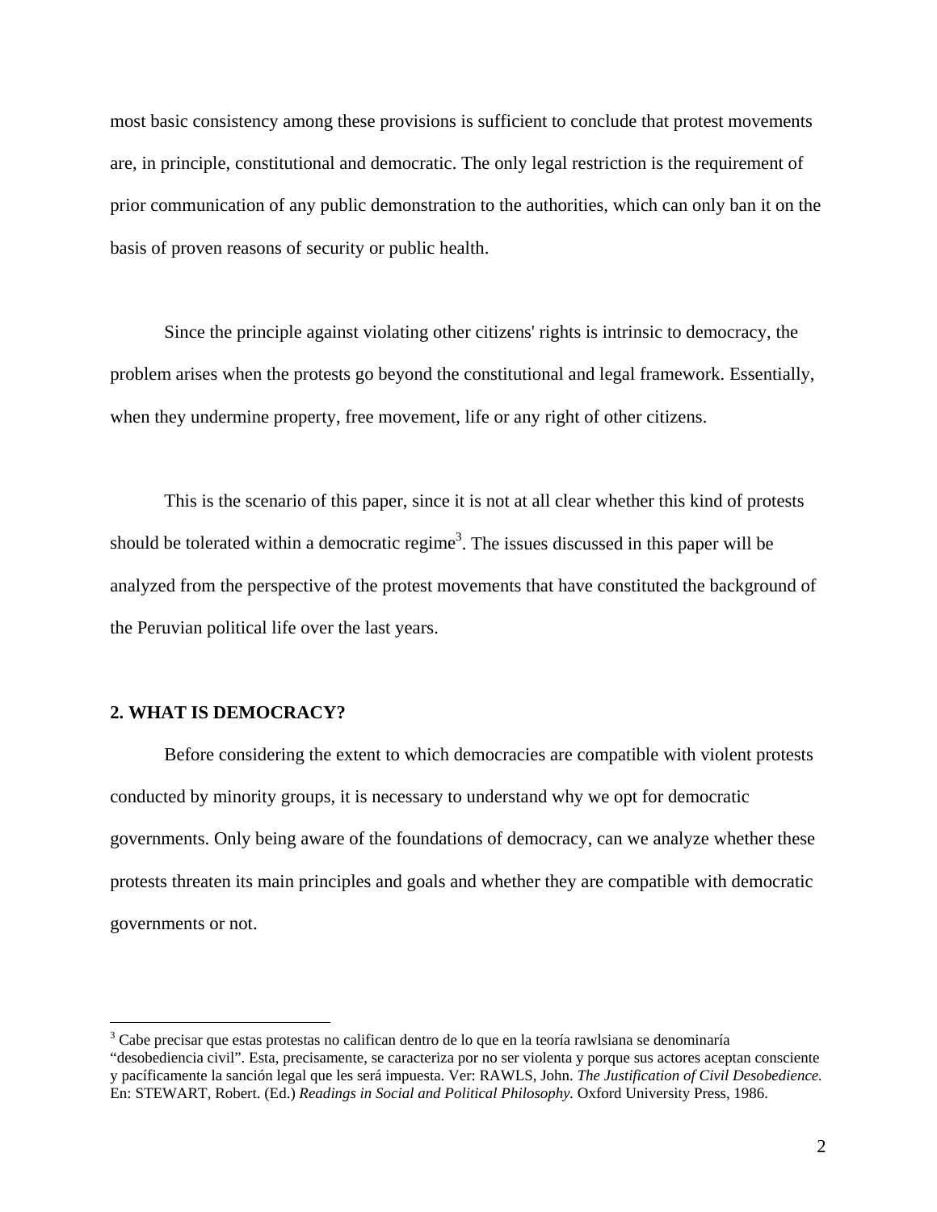most basic consistency among these provisions is sufficient to conclude that protest movements are, in principle, constitutional and democratic. The only legal restriction is the requirement of prior communication of any public demonstration to the authorities, which can only ban it on the basis of proven reasons of security or public health.

Since the principle against violating other citizens' rights is intrinsic to democracy, the problem arises when the protests go beyond the constitutional and legal framework. Essentially, when they undermine property, free movement, life or any right of other citizens.

This is the scenario of this paper, since it is not at all clear whether this kind of protests should be tolerated within a democratic regime[3]. The issues discussed in this paper will be analyzed from the perspective of the protest movements that have constituted the background of the Peruvian political life over the last years.

## 2. WHAT IS DEMOCRACY?

Before considering the extent to which democracies are compatible with violent protests conducted by minority groups, it is necessary to understand why we opt for democratic governments. Only being aware of the foundations of democracy, can we analyze whether these protests threaten its main principles and goals and whether they are compatible with democratic governments or not.

---

[3] Cabe precisar que estas protestas no califican dentro de lo que en la teoría rawlsiana se denominaría "desobediencia civil". Esta, precisamente, se caracteriza por no ser violenta y porque sus actores aceptan consciente y pacíficamente la sanción legal que les será impuesta. Ver: RAWLS, John. *The Justification of Civil Desobedience.* En: STEWART, Robert. (Ed.) *Readings in Social and Political Philosophy.* Oxford University Press, 1986.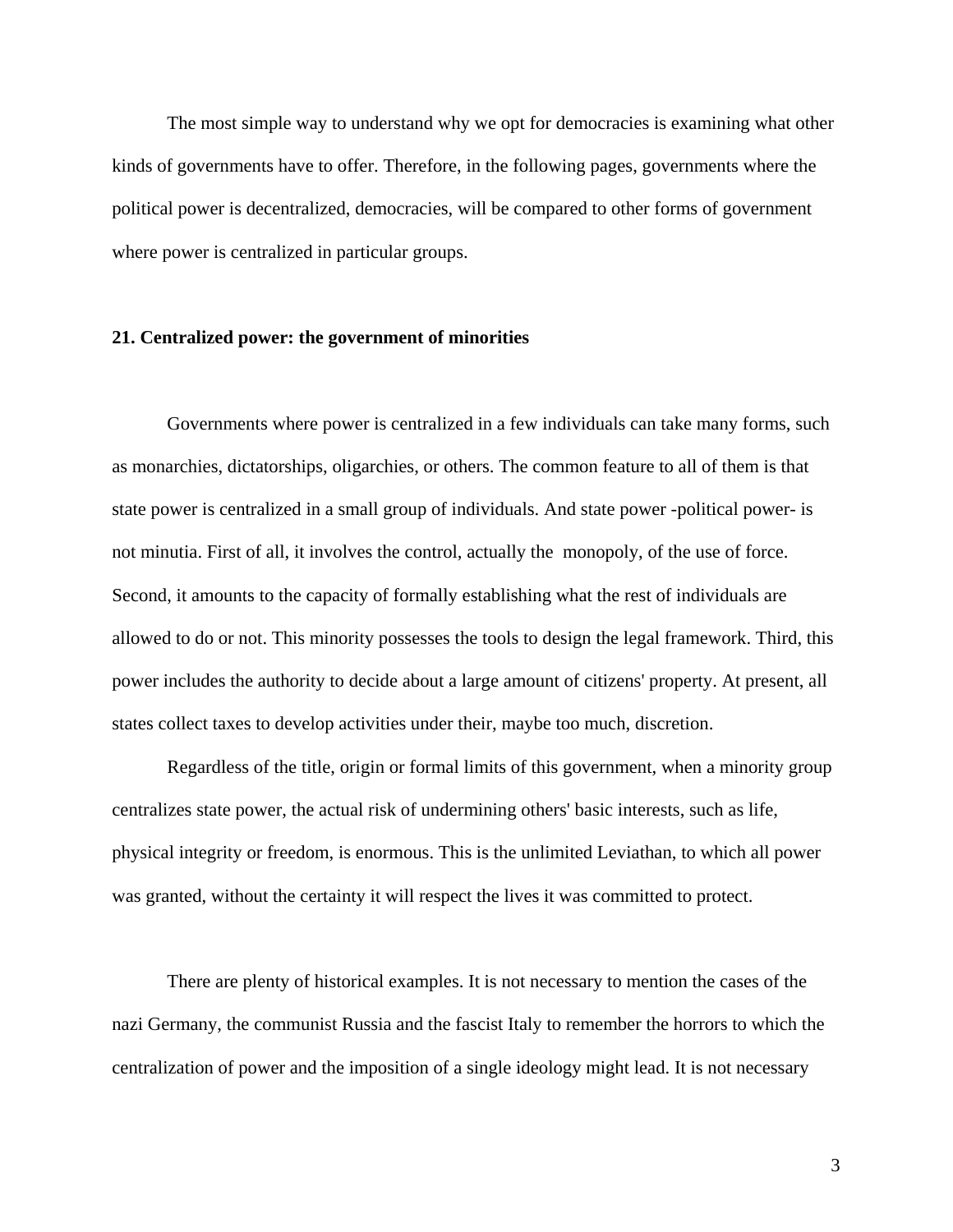The most simple way to understand why we opt for democracies is examining what other kinds of governments have to offer. Therefore, in the following pages, governments where the political power is decentralized, democracies, will be compared to other forms of government where power is centralized in particular groups.

### 21. Centralized power: the government of minorities

Governments where power is centralized in a few individuals can take many forms, such as monarchies, dictatorships, oligarchies, or others. The common feature to all of them is that state power is centralized in a small group of individuals. And state power -political power- is not minutia. First of all, it involves the control, actually the monopoly, of the use of force. Second, it amounts to the capacity of formally establishing what the rest of individuals are allowed to do or not. This minority possesses the tools to design the legal framework. Third, this power includes the authority to decide about a large amount of citizens' property. At present, all states collect taxes to develop activities under their, maybe too much, discretion.

Regardless of the title, origin or formal limits of this government, when a minority group centralizes state power, the actual risk of undermining others' basic interests, such as life, physical integrity or freedom, is enormous. This is the unlimited Leviathan, to which all power was granted, without the certainty it will respect the lives it was committed to protect.

There are plenty of historical examples. It is not necessary to mention the cases of the nazi Germany, the communist Russia and the fascist Italy to remember the horrors to which the centralization of power and the imposition of a single ideology might lead. It is not necessary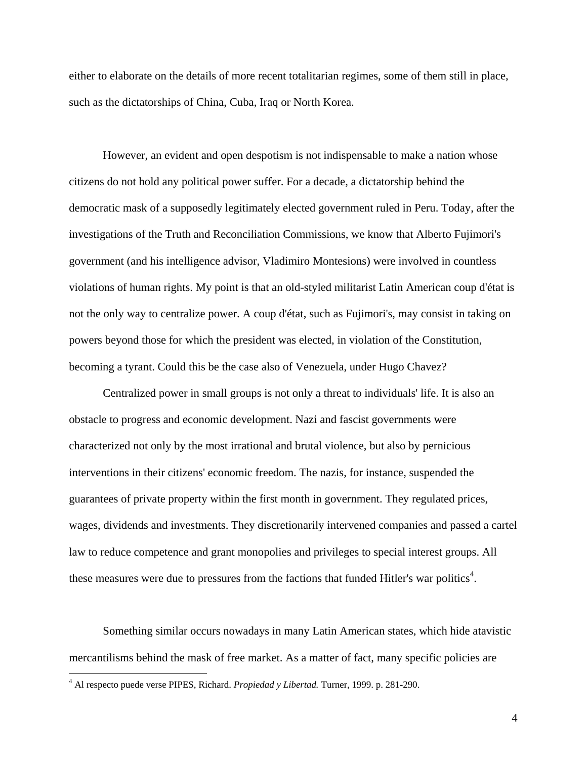either to elaborate on the details of more recent totalitarian regimes, some of them still in place, such as the dictatorships of China, Cuba, Iraq or North Korea.

However, an evident and open despotism is not indispensable to make a nation whose citizens do not hold any political power suffer. For a decade, a dictatorship behind the democratic mask of a supposedly legitimately elected government ruled in Peru. Today, after the investigations of the Truth and Reconciliation Commissions, we know that Alberto Fujimori's government (and his intelligence advisor, Vladimiro Montesions) were involved in countless violations of human rights. My point is that an old-styled militarist Latin American coup d'état is not the only way to centralize power. A coup d'état, such as Fujimori's, may consist in taking on powers beyond those for which the president was elected, in violation of the Constitution, becoming a tyrant. Could this be the case also of Venezuela, under Hugo Chavez?

Centralized power in small groups is not only a threat to individuals' life. It is also an obstacle to progress and economic development. Nazi and fascist governments were characterized not only by the most irrational and brutal violence, but also by pernicious interventions in their citizens' economic freedom. The nazis, for instance, suspended the guarantees of private property within the first month in government. They regulated prices, wages, dividends and investments. They discretionarily intervened companies and passed a cartel law to reduce competence and grant monopolies and privileges to special interest groups. All these measures were due to pressures from the factions that funded Hitler's war politics[4].

Something similar occurs nowadays in many Latin American states, which hide atavistic mercantilisms behind the mask of free market. As a matter of fact, many specific policies are

[4] Al respecto puede verse PIPES, Richard. *Propiedad y Libertad.* Turner, 1999. p. 281-290.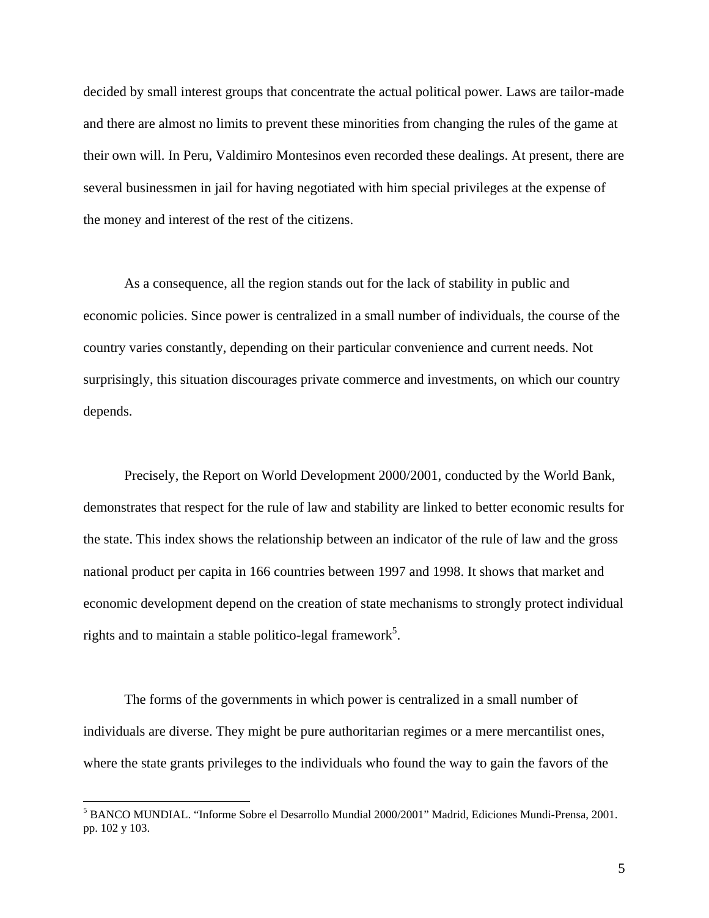decided by small interest groups that concentrate the actual political power. Laws are tailor-made and there are almost no limits to prevent these minorities from changing the rules of the game at their own will. In Peru, Valdimiro Montesinos even recorded these dealings. At present, there are several businessmen in jail for having negotiated with him special privileges at the expense of the money and interest of the rest of the citizens.

As a consequence, all the region stands out for the lack of stability in public and economic policies. Since power is centralized in a small number of individuals, the course of the country varies constantly, depending on their particular convenience and current needs. Not surprisingly, this situation discourages private commerce and investments, on which our country depends.

Precisely, the Report on World Development 2000/2001, conducted by the World Bank, demonstrates that respect for the rule of law and stability are linked to better economic results for the state. This index shows the relationship between an indicator of the rule of law and the gross national product per capita in 166 countries between 1997 and 1998. It shows that market and economic development depend on the creation of state mechanisms to strongly protect individual rights and to maintain a stable politico-legal framework[5].

The forms of the governments in which power is centralized in a small number of individuals are diverse. They might be pure authoritarian regimes or a mere mercantilist ones, where the state grants privileges to the individuals who found the way to gain the favors of the

[5] BANCO MUNDIAL. "Informe Sobre el Desarrollo Mundial 2000/2001" Madrid, Ediciones Mundi-Prensa, 2001. pp. 102 y 103.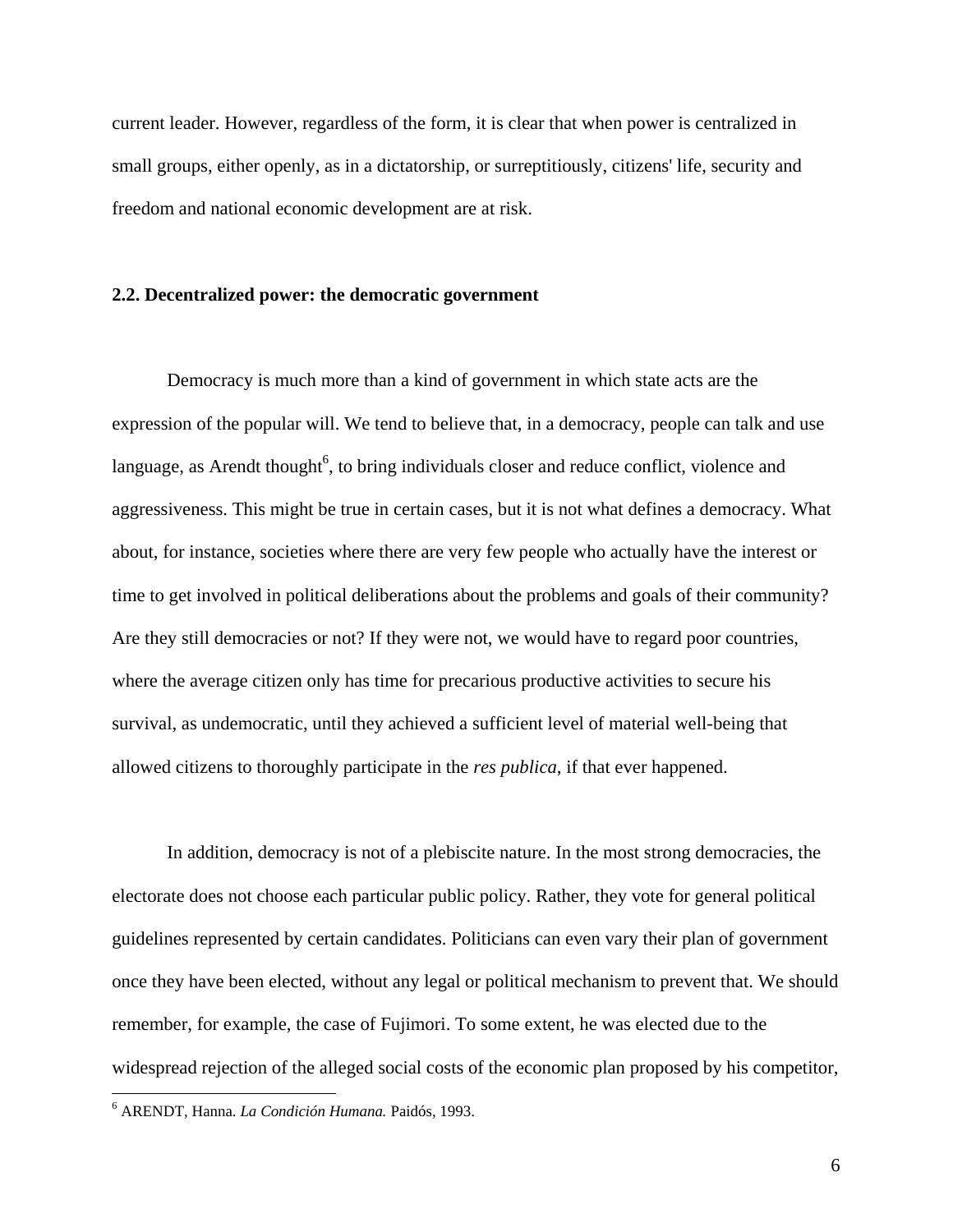current leader. However, regardless of the form, it is clear that when power is centralized in small groups, either openly, as in a dictatorship, or surreptitiously, citizens' life, security and freedom and national economic development are at risk.

### 2.2. Decentralized power: the democratic government

Democracy is much more than a kind of government in which state acts are the expression of the popular will. We tend to believe that, in a democracy, people can talk and use language, as Arendt thought[6], to bring individuals closer and reduce conflict, violence and aggressiveness. This might be true in certain cases, but it is not what defines a democracy. What about, for instance, societies where there are very few people who actually have the interest or time to get involved in political deliberations about the problems and goals of their community? Are they still democracies or not? If they were not, we would have to regard poor countries, where the average citizen only has time for precarious productive activities to secure his survival, as undemocratic, until they achieved a sufficient level of material well-being that allowed citizens to thoroughly participate in the *res publica*, if that ever happened.

In addition, democracy is not of a plebiscite nature. In the most strong democracies, the electorate does not choose each particular public policy. Rather, they vote for general political guidelines represented by certain candidates. Politicians can even vary their plan of government once they have been elected, without any legal or political mechanism to prevent that. We should remember, for example, the case of Fujimori. To some extent, he was elected due to the widespread rejection of the alleged social costs of the economic plan proposed by his competitor,

---

[6] ARENDT, Hanna. *La Condición Humana.* Paidós, 1993.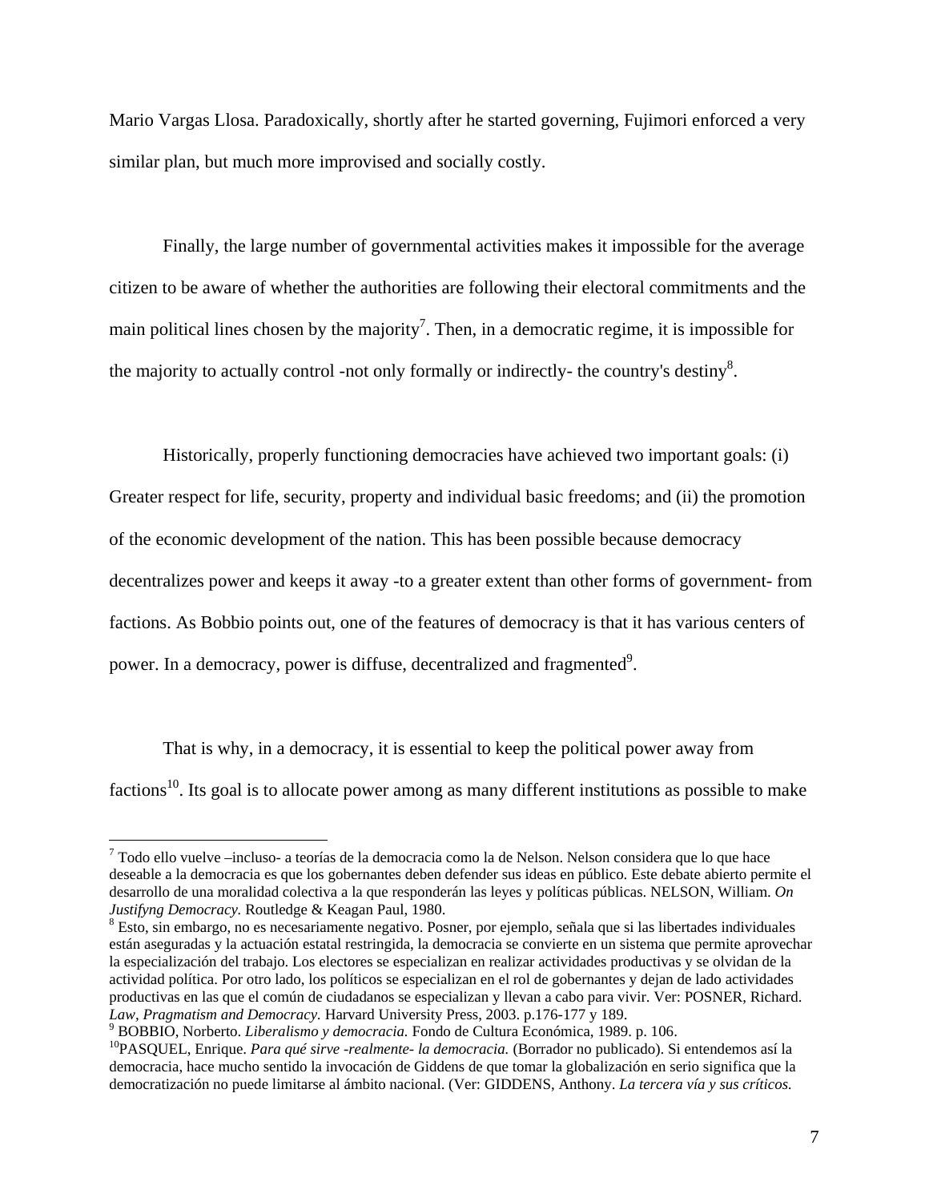Mario Vargas Llosa. Paradoxically, shortly after he started governing, Fujimori enforced a very similar plan, but much more improvised and socially costly.

Finally, the large number of governmental activities makes it impossible for the average citizen to be aware of whether the authorities are following their electoral commitments and the main political lines chosen by the majority[7]. Then, in a democratic regime, it is impossible for the majority to actually control -not only formally or indirectly- the country's destiny[8].

Historically, properly functioning democracies have achieved two important goals: (i) Greater respect for life, security, property and individual basic freedoms; and (ii) the promotion of the economic development of the nation. This has been possible because democracy decentralizes power and keeps it away -to a greater extent than other forms of government- from factions. As Bobbio points out, one of the features of democracy is that it has various centers of power. In a democracy, power is diffuse, decentralized and fragmented[9].

That is why, in a democracy, it is essential to keep the political power away from factions[10]. Its goal is to allocate power among as many different institutions as possible to make

---

[7] Todo ello vuelve –incluso- a teorías de la democracia como la de Nelson. Nelson considera que lo que hace deseable a la democracia es que los gobernantes deben defender sus ideas en público. Este debate abierto permite el desarrollo de una moralidad colectiva a la que responderán las leyes y políticas públicas. NELSON, William. *On Justifyng Democracy.* Routledge & Keagan Paul, 1980.

[8] Esto, sin embargo, no es necesariamente negativo. Posner, por ejemplo, señala que si las libertades individuales están aseguradas y la actuación estatal restringida, la democracia se convierte en un sistema que permite aprovechar la especialización del trabajo. Los electores se especializan en realizar actividades productivas y se olvidan de la actividad política. Por otro lado, los políticos se especializan en el rol de gobernantes y dejan de lado actividades productivas en las que el común de ciudadanos se especializan y llevan a cabo para vivir. Ver: POSNER, Richard. *Law, Pragmatism and Democracy.* Harvard University Press, 2003. p.176-177 y 189.

[9] BOBBIO, Norberto. *Liberalismo y democracia.* Fondo de Cultura Económica, 1989. p. 106.

[10] PASQUEL, Enrique. *Para qué sirve -realmente- la democracia.* (Borrador no publicado). Si entendemos así la democracia, hace mucho sentido la invocación de Giddens de que tomar la globalización en serio significa que la democratización no puede limitarse al ámbito nacional. (Ver: GIDDENS, Anthony. *La tercera vía y sus críticos.*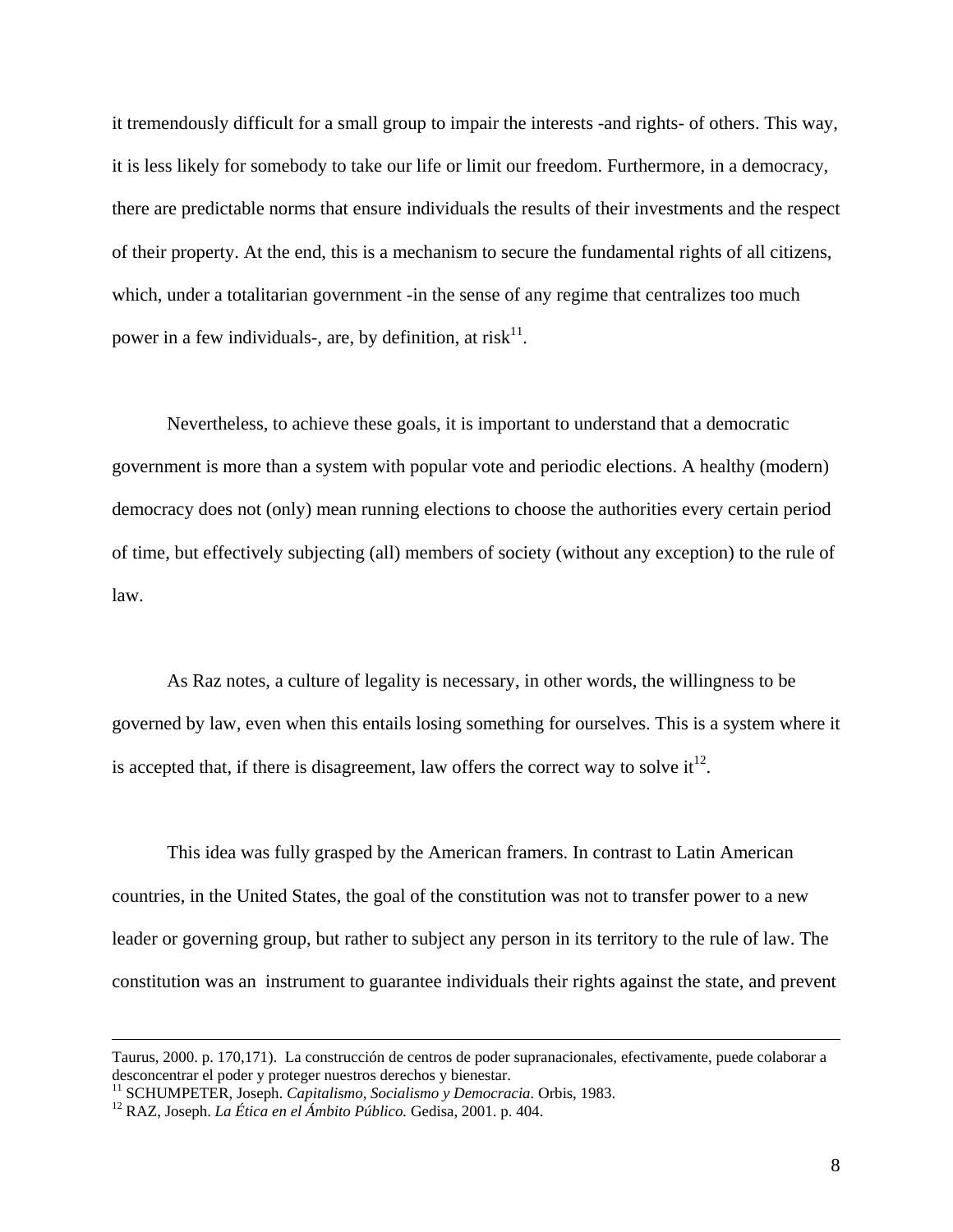it tremendously difficult for a small group to impair the interests -and rights- of others. This way, it is less likely for somebody to take our life or limit our freedom. Furthermore, in a democracy, there are predictable norms that ensure individuals the results of their investments and the respect of their property. At the end, this is a mechanism to secure the fundamental rights of all citizens, which, under a totalitarian government -in the sense of any regime that centralizes too much power in a few individuals-, are, by definition, at risk[11].

Nevertheless, to achieve these goals, it is important to understand that a democratic government is more than a system with popular vote and periodic elections. A healthy (modern) democracy does not (only) mean running elections to choose the authorities every certain period of time, but effectively subjecting (all) members of society (without any exception) to the rule of law.

As Raz notes, a culture of legality is necessary, in other words, the willingness to be governed by law, even when this entails losing something for ourselves. This is a system where it is accepted that, if there is disagreement, law offers the correct way to solve it[12].

This idea was fully grasped by the American framers. In contrast to Latin American countries, in the United States, the goal of the constitution was not to transfer power to a new leader or governing group, but rather to subject any person in its territory to the rule of law. The constitution was an instrument to guarantee individuals their rights against the state, and prevent

---

Taurus, 2000. p. 170,171). La construcción de centros de poder supranacionales, efectivamente, puede colaborar a desconcentrar el poder y proteger nuestros derechos y bienestar.

[11] SCHUMPETER, Joseph. *Capitalismo, Socialismo y Democracia.* Orbis, 1983.

[12] RAZ, Joseph. *La Ética en el Ámbito Público.* Gedisa, 2001. p. 404.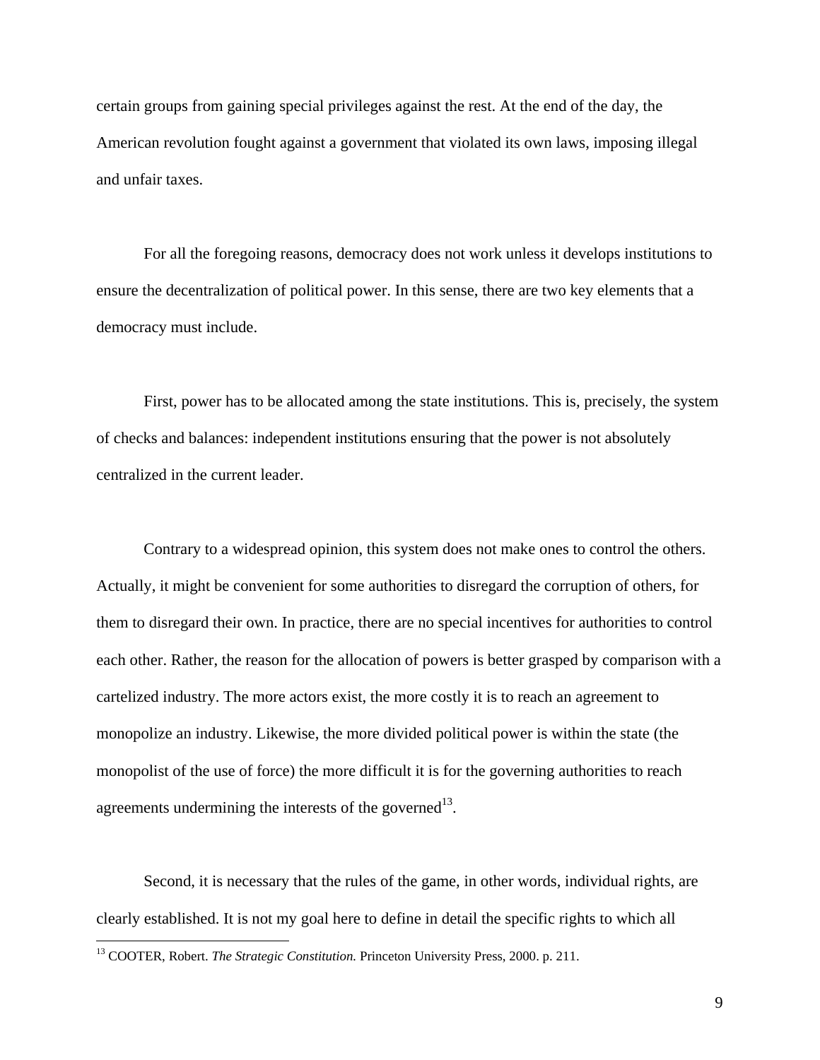certain groups from gaining special privileges against the rest. At the end of the day, the American revolution fought against a government that violated its own laws, imposing illegal and unfair taxes.

For all the foregoing reasons, democracy does not work unless it develops institutions to ensure the decentralization of political power. In this sense, there are two key elements that a democracy must include.

First, power has to be allocated among the state institutions. This is, precisely, the system of checks and balances: independent institutions ensuring that the power is not absolutely centralized in the current leader.

Contrary to a widespread opinion, this system does not make ones to control the others. Actually, it might be convenient for some authorities to disregard the corruption of others, for them to disregard their own. In practice, there are no special incentives for authorities to control each other. Rather, the reason for the allocation of powers is better grasped by comparison with a cartelized industry. The more actors exist, the more costly it is to reach an agreement to monopolize an industry. Likewise, the more divided political power is within the state (the monopolist of the use of force) the more difficult it is for the governing authorities to reach agreements undermining the interests of the governed[13].

Second, it is necessary that the rules of the game, in other words, individual rights, are clearly established. It is not my goal here to define in detail the specific rights to which all

[13] COOTER, Robert. *The Strategic Constitution.* Princeton University Press, 2000. p. 211.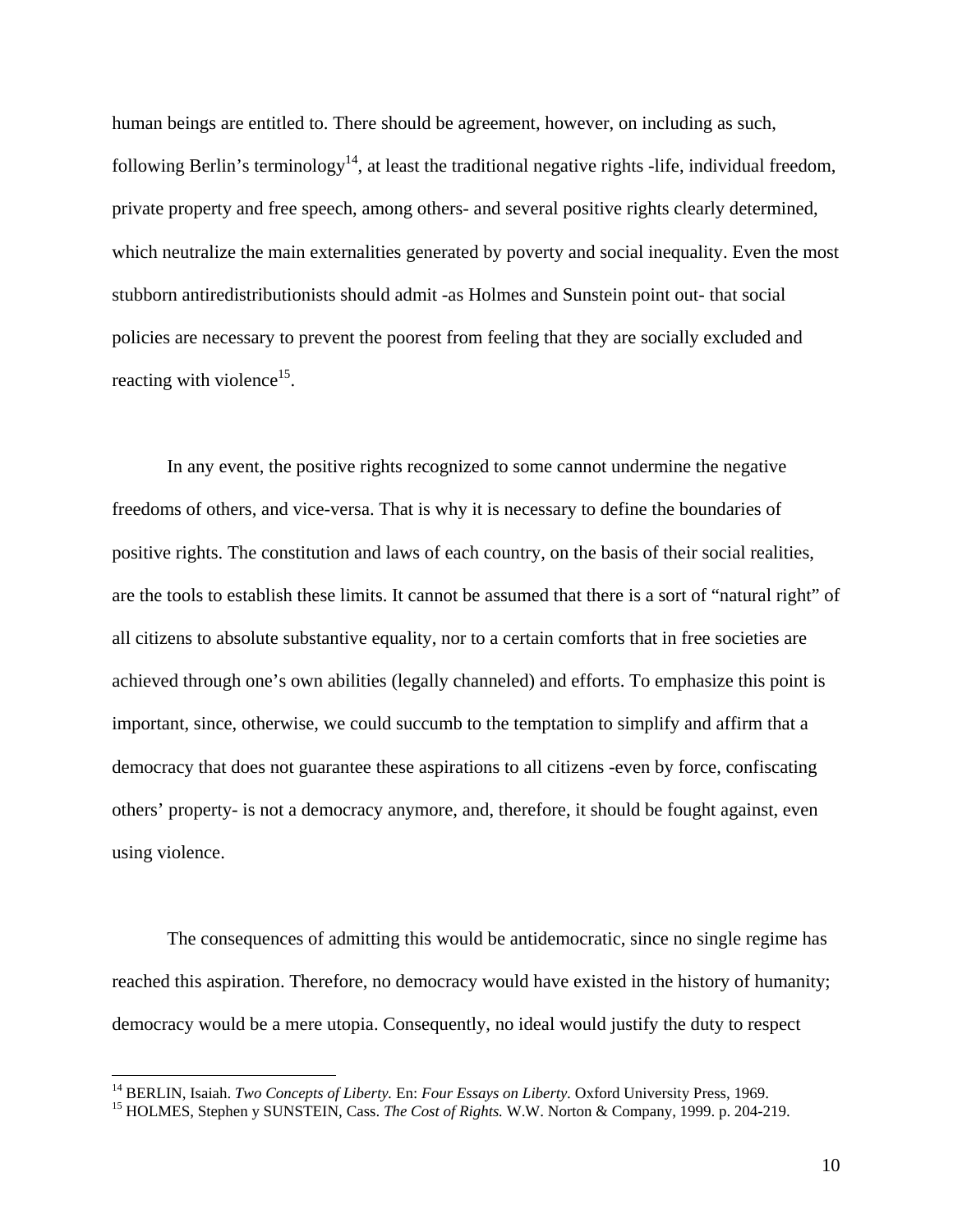human beings are entitled to. There should be agreement, however, on including as such, following Berlin's terminology[14], at least the traditional negative rights -life, individual freedom, private property and free speech, among others- and several positive rights clearly determined, which neutralize the main externalities generated by poverty and social inequality. Even the most stubborn antiredistributionists should admit -as Holmes and Sunstein point out- that social policies are necessary to prevent the poorest from feeling that they are socially excluded and reacting with violence[15].

In any event, the positive rights recognized to some cannot undermine the negative freedoms of others, and vice-versa. That is why it is necessary to define the boundaries of positive rights. The constitution and laws of each country, on the basis of their social realities, are the tools to establish these limits. It cannot be assumed that there is a sort of "natural right" of all citizens to absolute substantive equality, nor to a certain comforts that in free societies are achieved through one's own abilities (legally channeled) and efforts. To emphasize this point is important, since, otherwise, we could succumb to the temptation to simplify and affirm that a democracy that does not guarantee these aspirations to all citizens -even by force, confiscating others' property- is not a democracy anymore, and, therefore, it should be fought against, even using violence.

The consequences of admitting this would be antidemocratic, since no single regime has reached this aspiration. Therefore, no democracy would have existed in the history of humanity; democracy would be a mere utopia. Consequently, no ideal would justify the duty to respect

---

[14] BERLIN, Isaiah. *Two Concepts of Liberty.* En: *Four Essays on Liberty.* Oxford University Press, 1969.

[15] HOLMES, Stephen y SUNSTEIN, Cass. *The Cost of Rights.* W.W. Norton & Company, 1999. p. 204-219.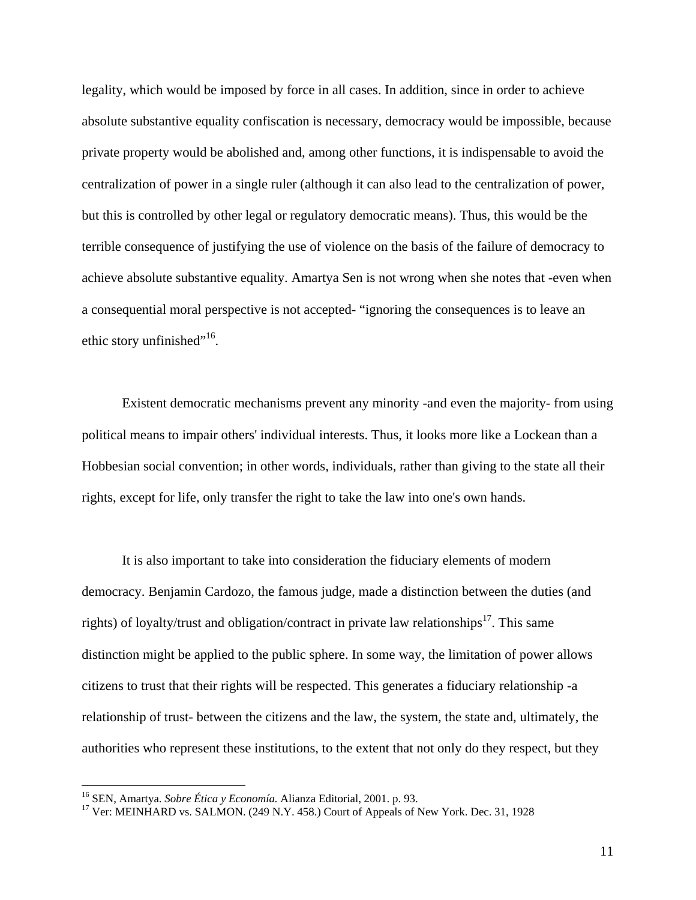legality, which would be imposed by force in all cases. In addition, since in order to achieve absolute substantive equality confiscation is necessary, democracy would be impossible, because private property would be abolished and, among other functions, it is indispensable to avoid the centralization of power in a single ruler (although it can also lead to the centralization of power, but this is controlled by other legal or regulatory democratic means). Thus, this would be the terrible consequence of justifying the use of violence on the basis of the failure of democracy to achieve absolute substantive equality. Amartya Sen is not wrong when she notes that -even when a consequential moral perspective is not accepted- “ignoring the consequences is to leave an ethic story unfinished”[16].

Existent democratic mechanisms prevent any minority -and even the majority- from using political means to impair others' individual interests. Thus, it looks more like a Lockean than a Hobbesian social convention; in other words, individuals, rather than giving to the state all their rights, except for life, only transfer the right to take the law into one's own hands.

It is also important to take into consideration the fiduciary elements of modern democracy. Benjamin Cardozo, the famous judge, made a distinction between the duties (and rights) of loyalty/trust and obligation/contract in private law relationships[17]. This same distinction might be applied to the public sphere. In some way, the limitation of power allows citizens to trust that their rights will be respected. This generates a fiduciary relationship -a relationship of trust- between the citizens and the law, the system, the state and, ultimately, the authorities who represent these institutions, to the extent that not only do they respect, but they

[16] SEN, Amartya. *Sobre Ética y Economía.* Alianza Editorial, 2001. p. 93.
[17] Ver: MEINHARD vs. SALMON. (249 N.Y. 458.) Court of Appeals of New York. Dec. 31, 1928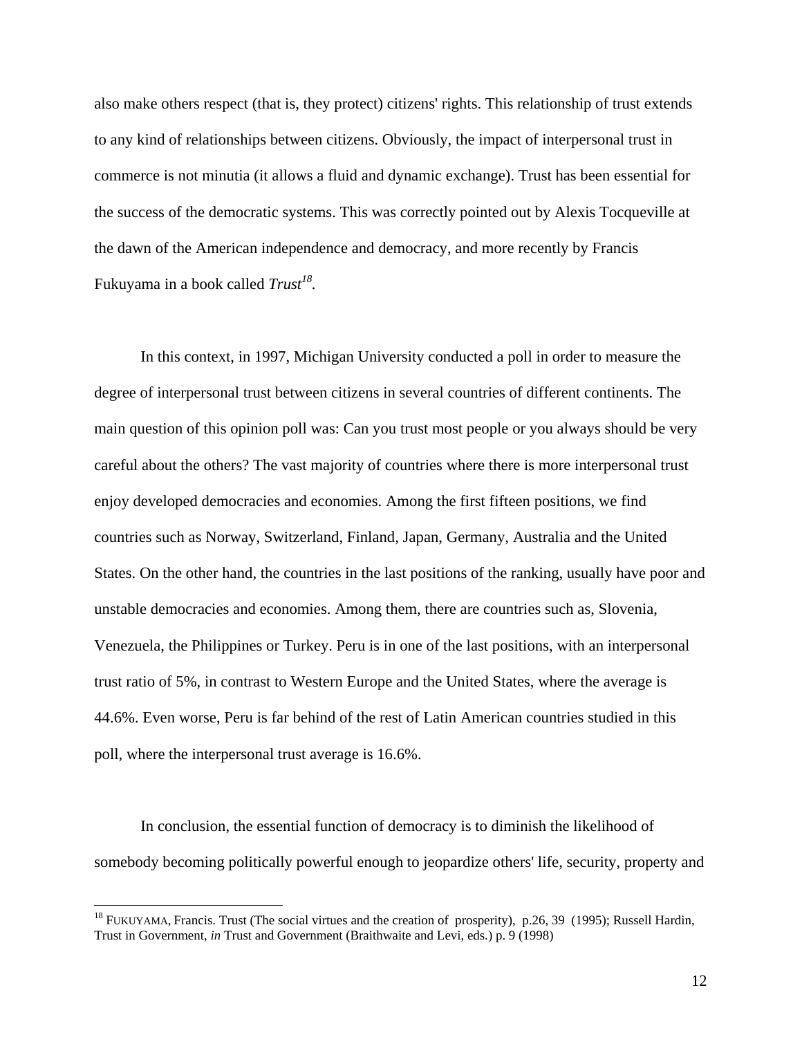also make others respect (that is, they protect) citizens' rights. This relationship of trust extends to any kind of relationships between citizens. Obviously, the impact of interpersonal trust in commerce is not minutia (it allows a fluid and dynamic exchange). Trust has been essential for the success of the democratic systems. This was correctly pointed out by Alexis Tocqueville at the dawn of the American independence and democracy, and more recently by Francis Fukuyama in a book called *Trust*[18].

In this context, in 1997, Michigan University conducted a poll in order to measure the degree of interpersonal trust between citizens in several countries of different continents. The main question of this opinion poll was: Can you trust most people or you always should be very careful about the others? The vast majority of countries where there is more interpersonal trust enjoy developed democracies and economies. Among the first fifteen positions, we find countries such as Norway, Switzerland, Finland, Japan, Germany, Australia and the United States. On the other hand, the countries in the last positions of the ranking, usually have poor and unstable democracies and economies. Among them, there are countries such as, Slovenia, Venezuela, the Philippines or Turkey. Peru is in one of the last positions, with an interpersonal trust ratio of 5%, in contrast to Western Europe and the United States, where the average is 44.6%. Even worse, Peru is far behind of the rest of Latin American countries studied in this poll, where the interpersonal trust average is 16.6%.

In conclusion, the essential function of democracy is to diminish the likelihood of somebody becoming politically powerful enough to jeopardize others' life, security, property and

---

[18] FUKUYAMA, Francis. Trust (The social virtues and the creation of prosperity), p.26, 39 (1995); Russell Hardin, Trust in Government, *in* Trust and Government (Braithwaite and Levi, eds.) p. 9 (1998)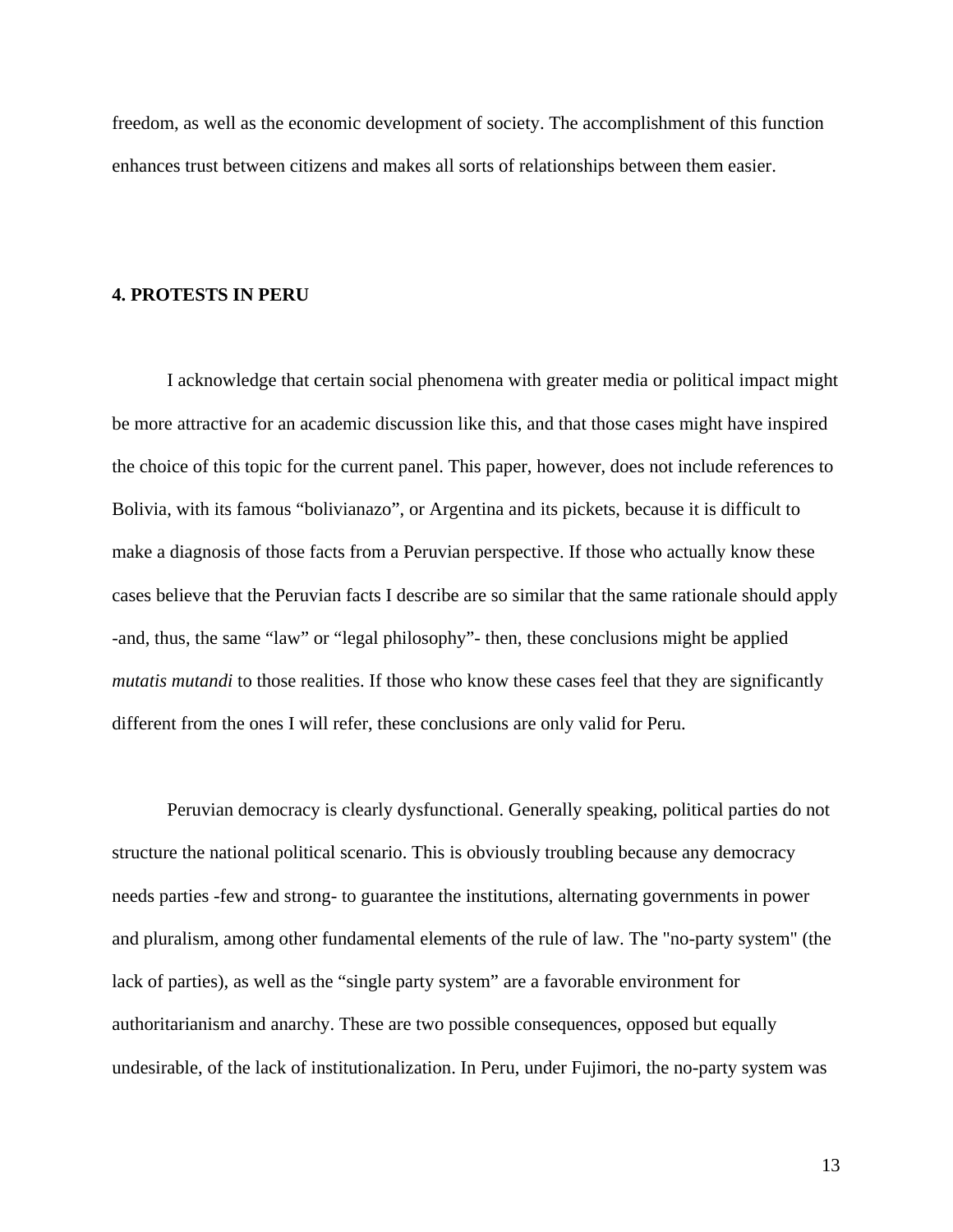freedom, as well as the economic development of society. The accomplishment of this function enhances trust between citizens and makes all sorts of relationships between them easier.

## 4. PROTESTS IN PERU

I acknowledge that certain social phenomena with greater media or political impact might be more attractive for an academic discussion like this, and that those cases might have inspired the choice of this topic for the current panel. This paper, however, does not include references to Bolivia, with its famous "bolivianazo", or Argentina and its pickets, because it is difficult to make a diagnosis of those facts from a Peruvian perspective. If those who actually know these cases believe that the Peruvian facts I describe are so similar that the same rationale should apply -and, thus, the same "law" or "legal philosophy"- then, these conclusions might be applied *mutatis mutandi* to those realities. If those who know these cases feel that they are significantly different from the ones I will refer, these conclusions are only valid for Peru.

Peruvian democracy is clearly dysfunctional. Generally speaking, political parties do not structure the national political scenario. This is obviously troubling because any democracy needs parties -few and strong- to guarantee the institutions, alternating governments in power and pluralism, among other fundamental elements of the rule of law. The "no-party system" (the lack of parties), as well as the "single party system" are a favorable environment for authoritarianism and anarchy. These are two possible consequences, opposed but equally undesirable, of the lack of institutionalization. In Peru, under Fujimori, the no-party system was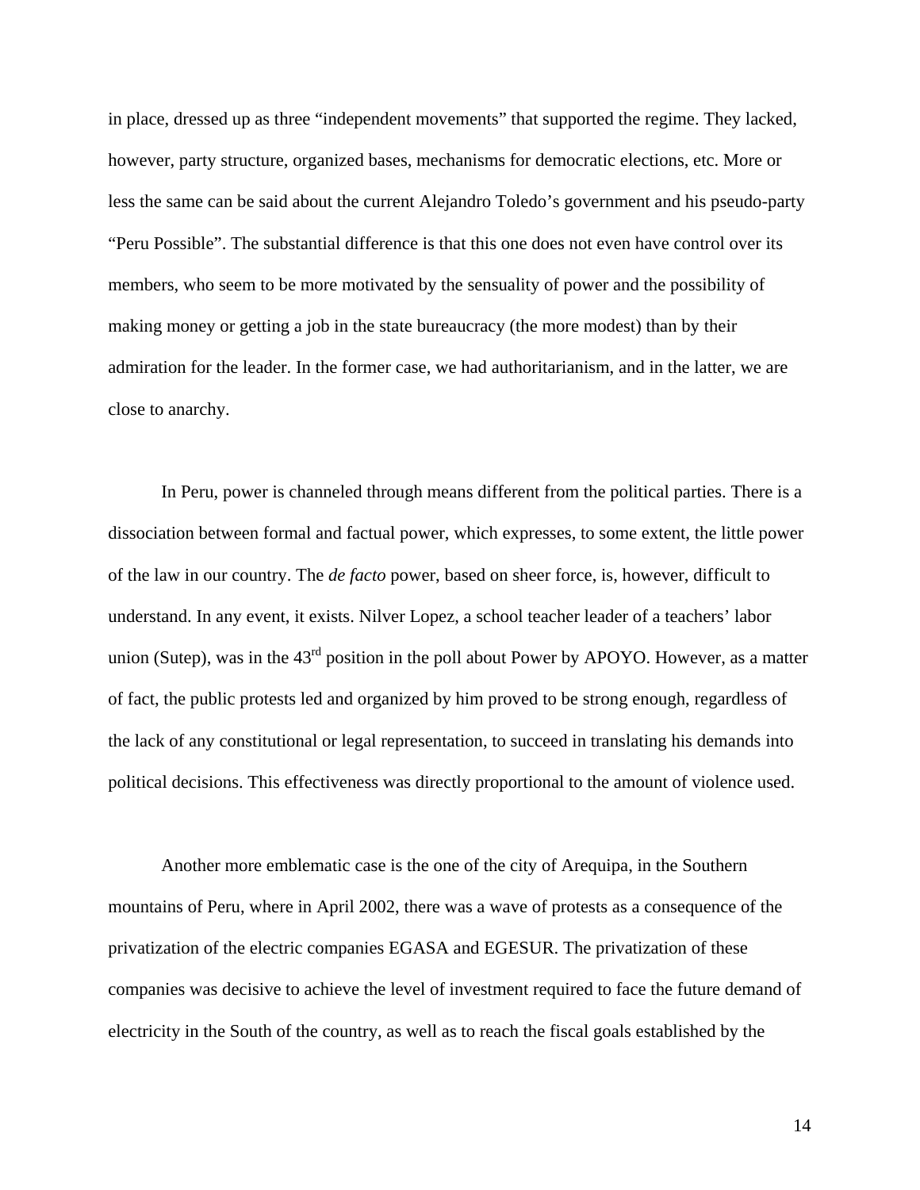in place, dressed up as three "independent movements" that supported the regime. They lacked, however, party structure, organized bases, mechanisms for democratic elections, etc. More or less the same can be said about the current Alejandro Toledo's government and his pseudo-party "Peru Possible". The substantial difference is that this one does not even have control over its members, who seem to be more motivated by the sensuality of power and the possibility of making money or getting a job in the state bureaucracy (the more modest) than by their admiration for the leader. In the former case, we had authoritarianism, and in the latter, we are close to anarchy.

In Peru, power is channeled through means different from the political parties. There is a dissociation between formal and factual power, which expresses, to some extent, the little power of the law in our country. The *de facto* power, based on sheer force, is, however, difficult to understand. In any event, it exists. Nilver Lopez, a school teacher leader of a teachers' labor union (Sutep), was in the 43rd position in the poll about Power by APOYO. However, as a matter of fact, the public protests led and organized by him proved to be strong enough, regardless of the lack of any constitutional or legal representation, to succeed in translating his demands into political decisions. This effectiveness was directly proportional to the amount of violence used.

Another more emblematic case is the one of the city of Arequipa, in the Southern mountains of Peru, where in April 2002, there was a wave of protests as a consequence of the privatization of the electric companies EGASA and EGESUR. The privatization of these companies was decisive to achieve the level of investment required to face the future demand of electricity in the South of the country, as well as to reach the fiscal goals established by the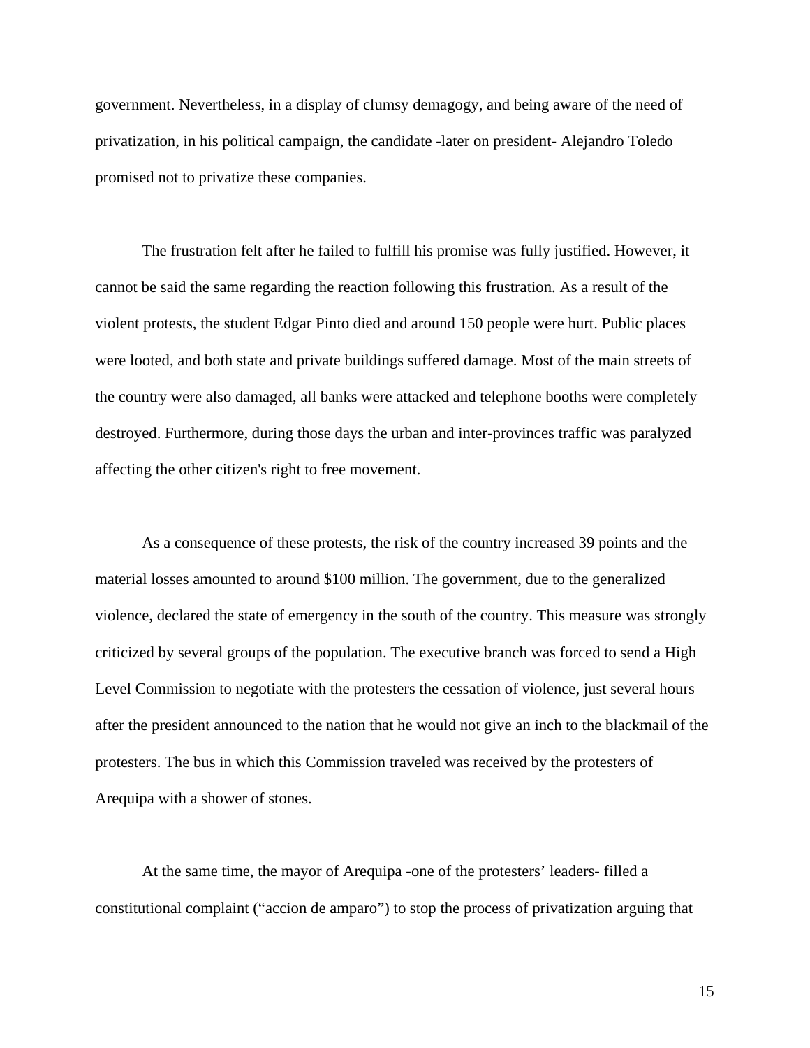government. Nevertheless, in a display of clumsy demagogy, and being aware of the need of privatization, in his political campaign, the candidate -later on president- Alejandro Toledo promised not to privatize these companies.

The frustration felt after he failed to fulfill his promise was fully justified. However, it cannot be said the same regarding the reaction following this frustration. As a result of the violent protests, the student Edgar Pinto died and around 150 people were hurt. Public places were looted, and both state and private buildings suffered damage. Most of the main streets of the country were also damaged, all banks were attacked and telephone booths were completely destroyed. Furthermore, during those days the urban and inter-provinces traffic was paralyzed affecting the other citizen's right to free movement.

As a consequence of these protests, the risk of the country increased 39 points and the material losses amounted to around $100 million. The government, due to the generalized violence, declared the state of emergency in the south of the country. This measure was strongly criticized by several groups of the population. The executive branch was forced to send a High Level Commission to negotiate with the protesters the cessation of violence, just several hours after the president announced to the nation that he would not give an inch to the blackmail of the protesters. The bus in which this Commission traveled was received by the protesters of Arequipa with a shower of stones.

At the same time, the mayor of Arequipa -one of the protesters' leaders- filled a constitutional complaint ("accion de amparo") to stop the process of privatization arguing that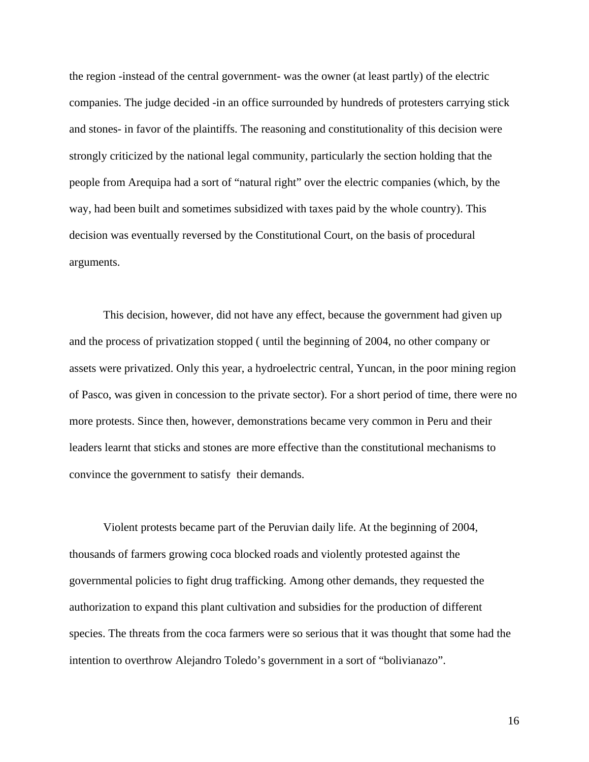the region -instead of the central government- was the owner (at least partly) of the electric companies. The judge decided -in an office surrounded by hundreds of protesters carrying stick and stones- in favor of the plaintiffs. The reasoning and constitutionality of this decision were strongly criticized by the national legal community, particularly the section holding that the people from Arequipa had a sort of "natural right" over the electric companies (which, by the way, had been built and sometimes subsidized with taxes paid by the whole country). This decision was eventually reversed by the Constitutional Court, on the basis of procedural arguments.

This decision, however, did not have any effect, because the government had given up and the process of privatization stopped ( until the beginning of 2004, no other company or assets were privatized. Only this year, a hydroelectric central, Yuncan, in the poor mining region of Pasco, was given in concession to the private sector). For a short period of time, there were no more protests. Since then, however, demonstrations became very common in Peru and their leaders learnt that sticks and stones are more effective than the constitutional mechanisms to convince the government to satisfy their demands.

Violent protests became part of the Peruvian daily life. At the beginning of 2004, thousands of farmers growing coca blocked roads and violently protested against the governmental policies to fight drug trafficking. Among other demands, they requested the authorization to expand this plant cultivation and subsidies for the production of different species. The threats from the coca farmers were so serious that it was thought that some had the intention to overthrow Alejandro Toledo's government in a sort of "bolivianazo".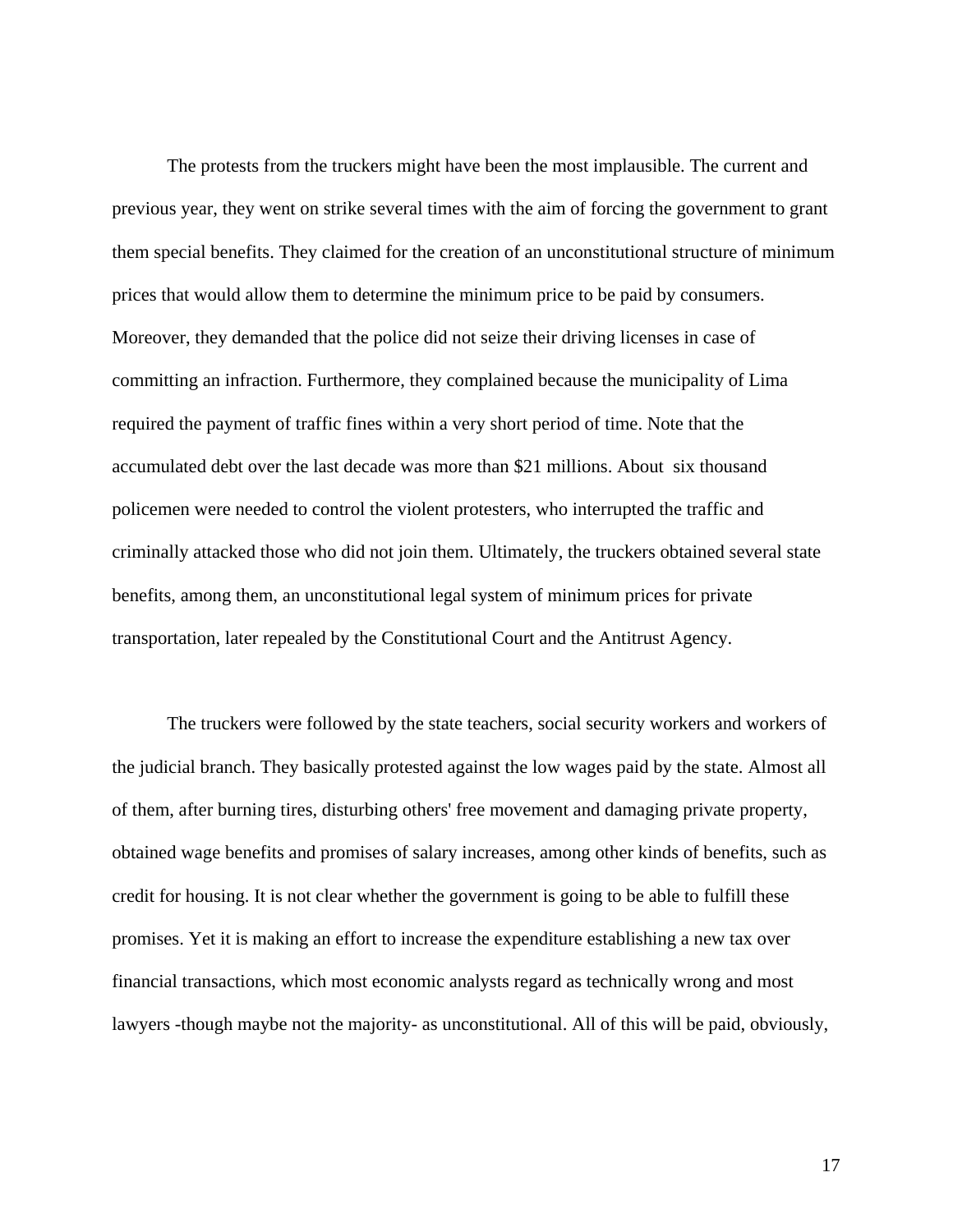The protests from the truckers might have been the most implausible. The current and previous year, they went on strike several times with the aim of forcing the government to grant them special benefits. They claimed for the creation of an unconstitutional structure of minimum prices that would allow them to determine the minimum price to be paid by consumers. Moreover, they demanded that the police did not seize their driving licenses in case of committing an infraction. Furthermore, they complained because the municipality of Lima required the payment of traffic fines within a very short period of time. Note that the accumulated debt over the last decade was more than $21 millions. About six thousand policemen were needed to control the violent protesters, who interrupted the traffic and criminally attacked those who did not join them. Ultimately, the truckers obtained several state benefits, among them, an unconstitutional legal system of minimum prices for private transportation, later repealed by the Constitutional Court and the Antitrust Agency.

The truckers were followed by the state teachers, social security workers and workers of the judicial branch. They basically protested against the low wages paid by the state. Almost all of them, after burning tires, disturbing others' free movement and damaging private property, obtained wage benefits and promises of salary increases, among other kinds of benefits, such as credit for housing. It is not clear whether the government is going to be able to fulfill these promises. Yet it is making an effort to increase the expenditure establishing a new tax over financial transactions, which most economic analysts regard as technically wrong and most lawyers -though maybe not the majority- as unconstitutional. All of this will be paid, obviously,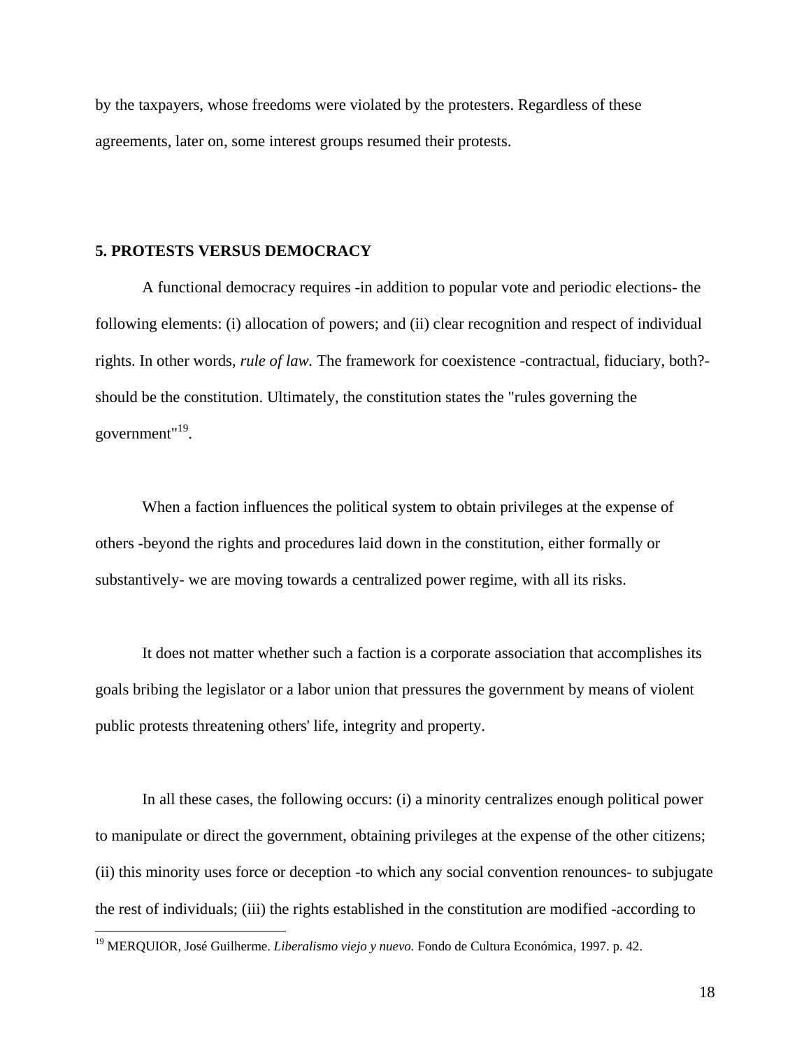by the taxpayers, whose freedoms were violated by the protesters. Regardless of these agreements, later on, some interest groups resumed their protests.

## 5. PROTESTS VERSUS DEMOCRACY

A functional democracy requires -in addition to popular vote and periodic elections- the following elements: (i) allocation of powers; and (ii) clear recognition and respect of individual rights. In other words, *rule of law.* The framework for coexistence -contractual, fiduciary, both?- should be the constitution. Ultimately, the constitution states the "rules governing the government"[19].

When a faction influences the political system to obtain privileges at the expense of others -beyond the rights and procedures laid down in the constitution, either formally or substantively- we are moving towards a centralized power regime, with all its risks.

It does not matter whether such a faction is a corporate association that accomplishes its goals bribing the legislator or a labor union that pressures the government by means of violent public protests threatening others' life, integrity and property.

In all these cases, the following occurs: (i) a minority centralizes enough political power to manipulate or direct the government, obtaining privileges at the expense of the other citizens; (ii) this minority uses force or deception -to which any social convention renounces- to subjugate the rest of individuals; (iii) the rights established in the constitution are modified -according to

[19] MERQUIOR, José Guilherme. *Liberalismo viejo y nuevo.* Fondo de Cultura Económica, 1997. p. 42.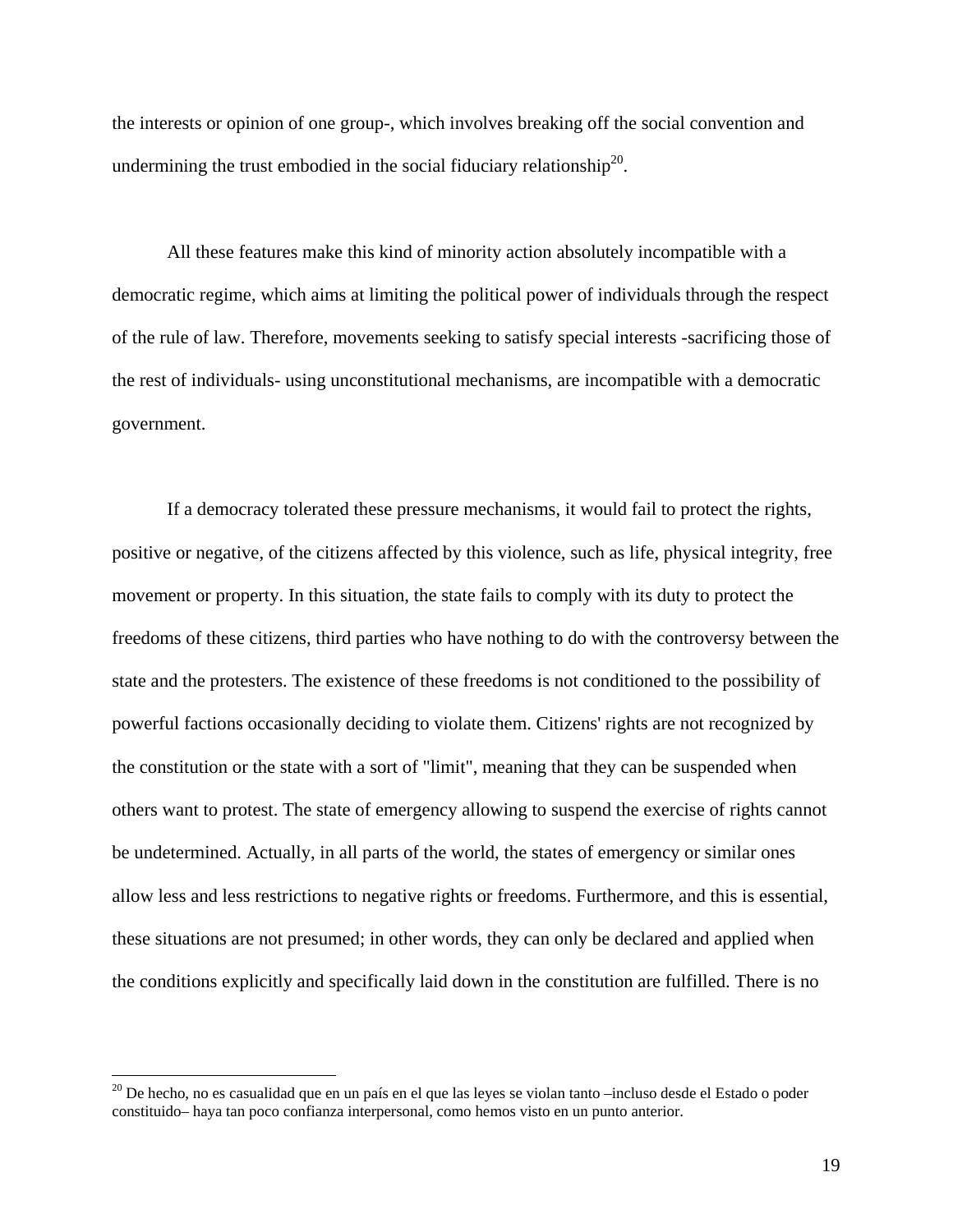the interests or opinion of one group-, which involves breaking off the social convention and undermining the trust embodied in the social fiduciary relationship[20].

All these features make this kind of minority action absolutely incompatible with a democratic regime, which aims at limiting the political power of individuals through the respect of the rule of law. Therefore, movements seeking to satisfy special interests -sacrificing those of the rest of individuals- using unconstitutional mechanisms, are incompatible with a democratic government.

If a democracy tolerated these pressure mechanisms, it would fail to protect the rights, positive or negative, of the citizens affected by this violence, such as life, physical integrity, free movement or property. In this situation, the state fails to comply with its duty to protect the freedoms of these citizens, third parties who have nothing to do with the controversy between the state and the protesters. The existence of these freedoms is not conditioned to the possibility of powerful factions occasionally deciding to violate them. Citizens' rights are not recognized by the constitution or the state with a sort of "limit", meaning that they can be suspended when others want to protest. The state of emergency allowing to suspend the exercise of rights cannot be undetermined. Actually, in all parts of the world, the states of emergency or similar ones allow less and less restrictions to negative rights or freedoms. Furthermore, and this is essential, these situations are not presumed; in other words, they can only be declared and applied when the conditions explicitly and specifically laid down in the constitution are fulfilled. There is no

[20] De hecho, no es casualidad que en un país en el que las leyes se violan tanto –incluso desde el Estado o poder constituido– haya tan poco confianza interpersonal, como hemos visto en un punto anterior.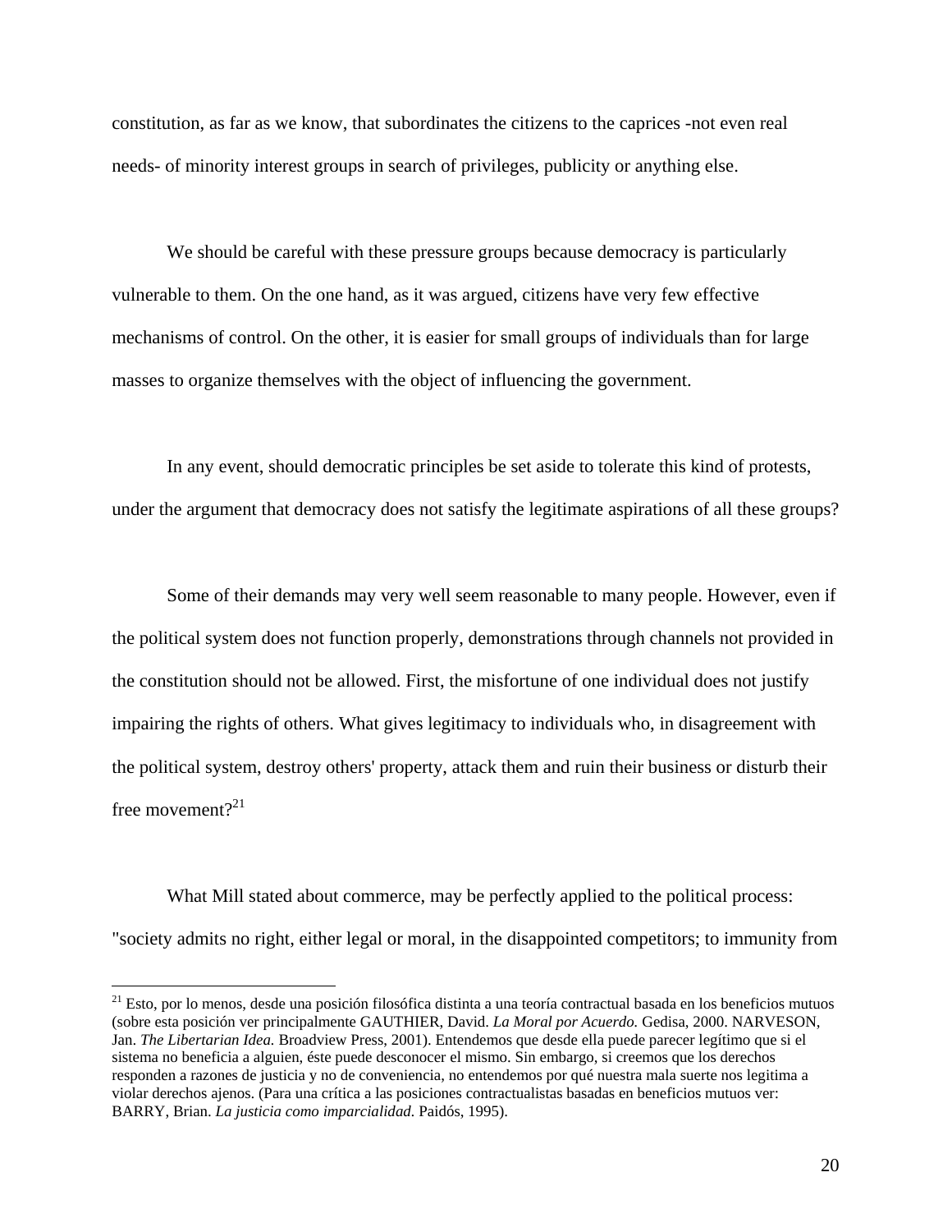constitution, as far as we know, that subordinates the citizens to the caprices -not even real needs- of minority interest groups in search of privileges, publicity or anything else.

We should be careful with these pressure groups because democracy is particularly vulnerable to them. On the one hand, as it was argued, citizens have very few effective mechanisms of control. On the other, it is easier for small groups of individuals than for large masses to organize themselves with the object of influencing the government.

In any event, should democratic principles be set aside to tolerate this kind of protests, under the argument that democracy does not satisfy the legitimate aspirations of all these groups?

Some of their demands may very well seem reasonable to many people. However, even if the political system does not function properly, demonstrations through channels not provided in the constitution should not be allowed. First, the misfortune of one individual does not justify impairing the rights of others. What gives legitimacy to individuals who, in disagreement with the political system, destroy others' property, attack them and ruin their business or disturb their free movement?[21]

What Mill stated about commerce, may be perfectly applied to the political process: "society admits no right, either legal or moral, in the disappointed competitors; to immunity from

---

[21] Esto, por lo menos, desde una posición filosófica distinta a una teoría contractual basada en los beneficios mutuos (sobre esta posición ver principalmente GAUTHIER, David. *La Moral por Acuerdo.* Gedisa, 2000. NARVESON, Jan. *The Libertarian Idea.* Broadview Press, 2001). Entendemos que desde ella puede parecer legítimo que si el sistema no beneficia a alguien, éste puede desconocer el mismo. Sin embargo, si creemos que los derechos responden a razones de justicia y no de conveniencia, no entendemos por qué nuestra mala suerte nos legitima a violar derechos ajenos. (Para una crítica a las posiciones contractualistas basadas en beneficios mutuos ver: BARRY, Brian. *La justicia como imparcialidad.* Paidós, 1995).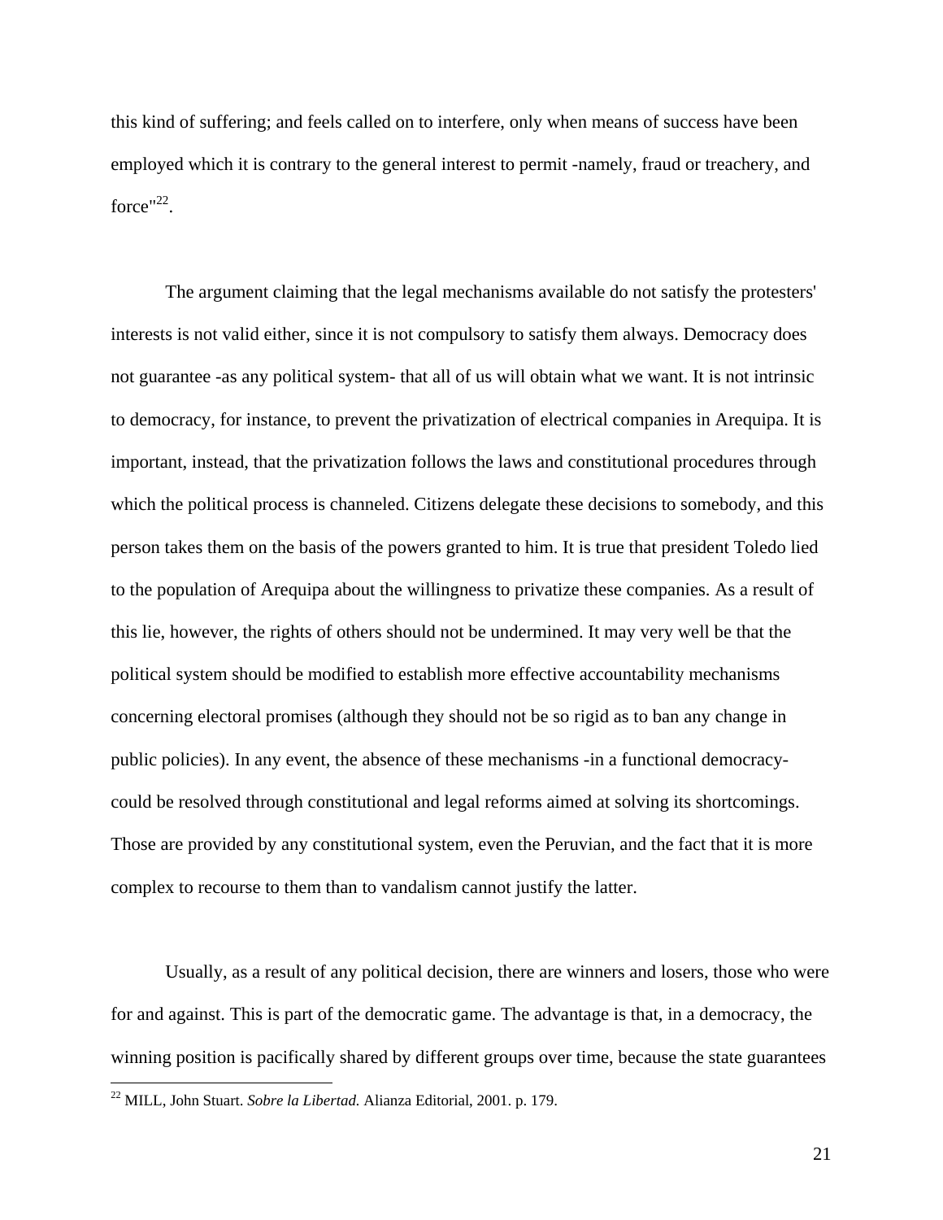this kind of suffering; and feels called on to interfere, only when means of success have been employed which it is contrary to the general interest to permit -namely, fraud or treachery, and force"[22].

The argument claiming that the legal mechanisms available do not satisfy the protesters' interests is not valid either, since it is not compulsory to satisfy them always. Democracy does not guarantee -as any political system- that all of us will obtain what we want. It is not intrinsic to democracy, for instance, to prevent the privatization of electrical companies in Arequipa. It is important, instead, that the privatization follows the laws and constitutional procedures through which the political process is channeled. Citizens delegate these decisions to somebody, and this person takes them on the basis of the powers granted to him. It is true that president Toledo lied to the population of Arequipa about the willingness to privatize these companies. As a result of this lie, however, the rights of others should not be undermined. It may very well be that the political system should be modified to establish more effective accountability mechanisms concerning electoral promises (although they should not be so rigid as to ban any change in public policies). In any event, the absence of these mechanisms -in a functional democracy- could be resolved through constitutional and legal reforms aimed at solving its shortcomings. Those are provided by any constitutional system, even the Peruvian, and the fact that it is more complex to recourse to them than to vandalism cannot justify the latter.

Usually, as a result of any political decision, there are winners and losers, those who were for and against. This is part of the democratic game. The advantage is that, in a democracy, the winning position is pacifically shared by different groups over time, because the state guarantees

[22] MILL, John Stuart. *Sobre la Libertad.* Alianza Editorial, 2001. p. 179.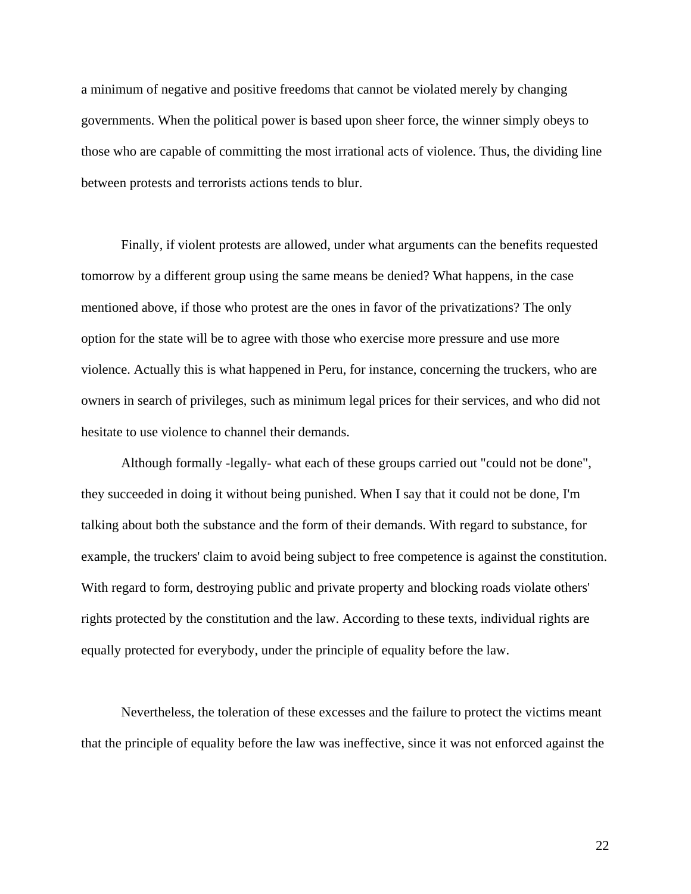a minimum of negative and positive freedoms that cannot be violated merely by changing governments. When the political power is based upon sheer force, the winner simply obeys to those who are capable of committing the most irrational acts of violence. Thus, the dividing line between protests and terrorists actions tends to blur.

Finally, if violent protests are allowed, under what arguments can the benefits requested tomorrow by a different group using the same means be denied? What happens, in the case mentioned above, if those who protest are the ones in favor of the privatizations? The only option for the state will be to agree with those who exercise more pressure and use more violence. Actually this is what happened in Peru, for instance, concerning the truckers, who are owners in search of privileges, such as minimum legal prices for their services, and who did not hesitate to use violence to channel their demands.

Although formally -legally- what each of these groups carried out "could not be done", they succeeded in doing it without being punished. When I say that it could not be done, I'm talking about both the substance and the form of their demands. With regard to substance, for example, the truckers' claim to avoid being subject to free competence is against the constitution. With regard to form, destroying public and private property and blocking roads violate others' rights protected by the constitution and the law. According to these texts, individual rights are equally protected for everybody, under the principle of equality before the law.

Nevertheless, the toleration of these excesses and the failure to protect the victims meant that the principle of equality before the law was ineffective, since it was not enforced against the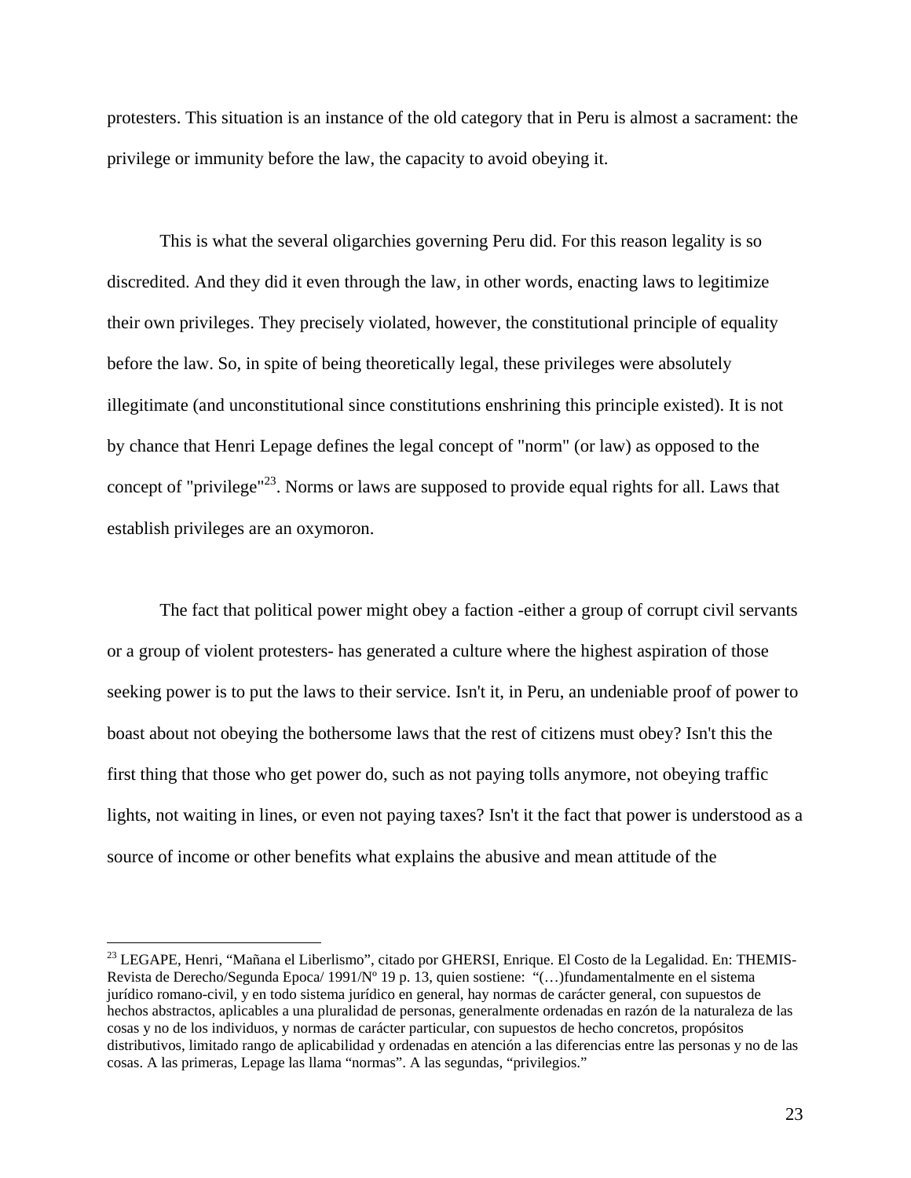protesters. This situation is an instance of the old category that in Peru is almost a sacrament: the privilege or immunity before the law, the capacity to avoid obeying it.

This is what the several oligarchies governing Peru did. For this reason legality is so discredited. And they did it even through the law, in other words, enacting laws to legitimize their own privileges. They precisely violated, however, the constitutional principle of equality before the law. So, in spite of being theoretically legal, these privileges were absolutely illegitimate (and unconstitutional since constitutions enshrining this principle existed). It is not by chance that Henri Lepage defines the legal concept of "norm" (or law) as opposed to the concept of "privilege"[23]. Norms or laws are supposed to provide equal rights for all. Laws that establish privileges are an oxymoron.

The fact that political power might obey a faction -either a group of corrupt civil servants or a group of violent protesters- has generated a culture where the highest aspiration of those seeking power is to put the laws to their service. Isn't it, in Peru, an undeniable proof of power to boast about not obeying the bothersome laws that the rest of citizens must obey? Isn't this the first thing that those who get power do, such as not paying tolls anymore, not obeying traffic lights, not waiting in lines, or even not paying taxes? Isn't it the fact that power is understood as a source of income or other benefits what explains the abusive and mean attitude of the

---

[23] LEGAPE, Henri, "Mañana el Liberlismo", citado por GHERSI, Enrique. El Costo de la Legalidad. En: THEMIS-Revista de Derecho/Segunda Epoca/ 1991/Nº 19 p. 13, quien sostiene: "(…)fundamentalmente en el sistema jurídico romano-civil, y en todo sistema jurídico en general, hay normas de carácter general, con supuestos de hechos abstractos, aplicables a una pluralidad de personas, generalmente ordenadas en razón de la naturaleza de las cosas y no de los individuos, y normas de carácter particular, con supuestos de hecho concretos, propósitos distributivos, limitado rango de aplicabilidad y ordenadas en atención a las diferencias entre las personas y no de las cosas. A las primeras, Lepage las llama "normas". A las segundas, "privilegios."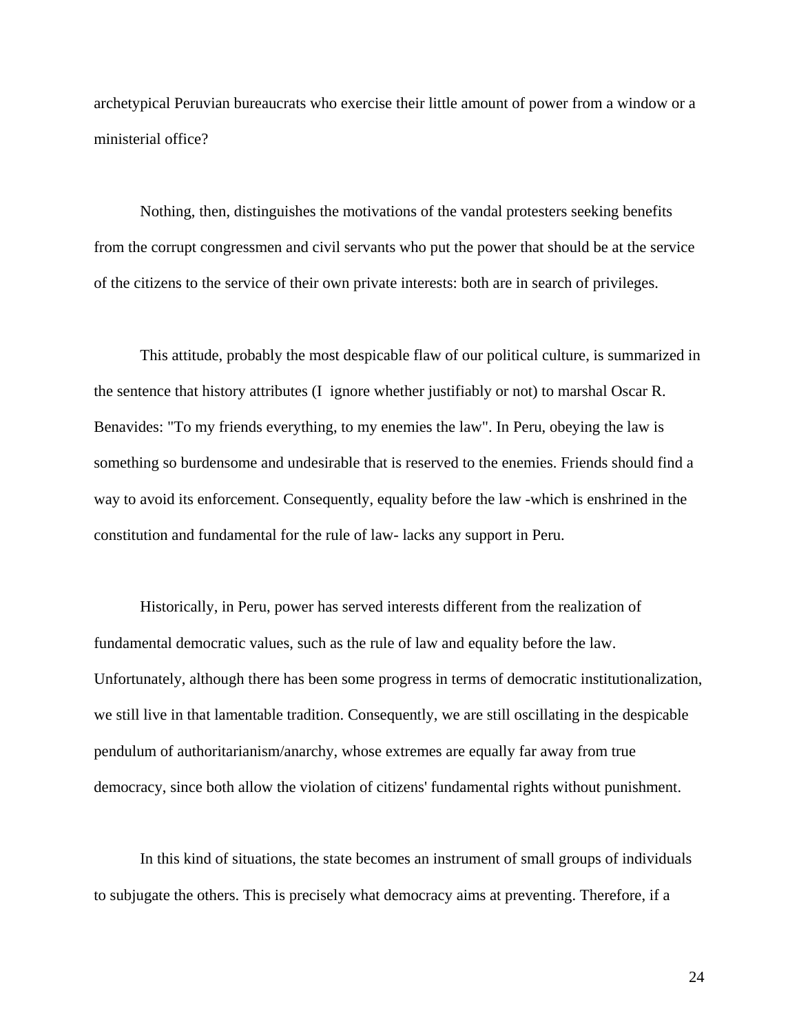archetypical Peruvian bureaucrats who exercise their little amount of power from a window or a ministerial office?

Nothing, then, distinguishes the motivations of the vandal protesters seeking benefits from the corrupt congressmen and civil servants who put the power that should be at the service of the citizens to the service of their own private interests: both are in search of privileges.

This attitude, probably the most despicable flaw of our political culture, is summarized in the sentence that history attributes (I ignore whether justifiably or not) to marshal Oscar R. Benavides: "To my friends everything, to my enemies the law". In Peru, obeying the law is something so burdensome and undesirable that is reserved to the enemies. Friends should find a way to avoid its enforcement. Consequently, equality before the law -which is enshrined in the constitution and fundamental for the rule of law- lacks any support in Peru.

Historically, in Peru, power has served interests different from the realization of fundamental democratic values, such as the rule of law and equality before the law. Unfortunately, although there has been some progress in terms of democratic institutionalization, we still live in that lamentable tradition. Consequently, we are still oscillating in the despicable pendulum of authoritarianism/anarchy, whose extremes are equally far away from true democracy, since both allow the violation of citizens' fundamental rights without punishment.

In this kind of situations, the state becomes an instrument of small groups of individuals to subjugate the others. This is precisely what democracy aims at preventing. Therefore, if a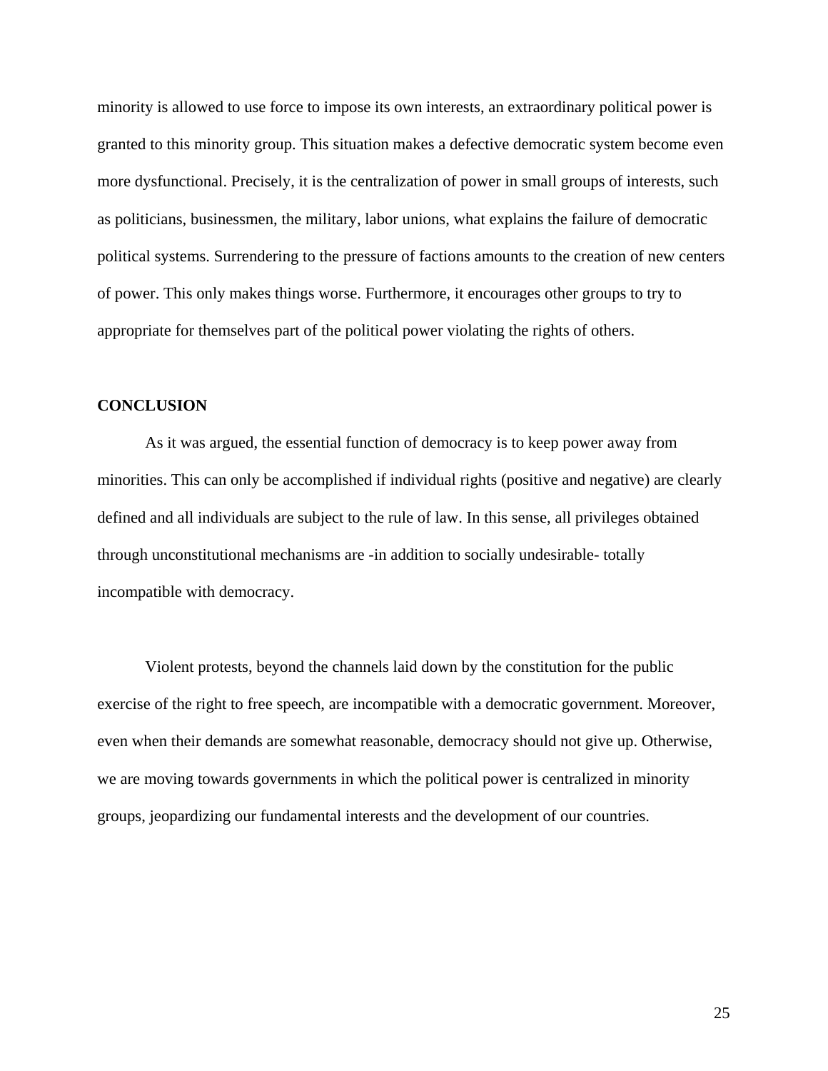minority is allowed to use force to impose its own interests, an extraordinary political power is granted to this minority group. This situation makes a defective democratic system become even more dysfunctional. Precisely, it is the centralization of power in small groups of interests, such as politicians, businessmen, the military, labor unions, what explains the failure of democratic political systems. Surrendering to the pressure of factions amounts to the creation of new centers of power. This only makes things worse. Furthermore, it encourages other groups to try to appropriate for themselves part of the political power violating the rights of others.

## CONCLUSION

As it was argued, the essential function of democracy is to keep power away from minorities. This can only be accomplished if individual rights (positive and negative) are clearly defined and all individuals are subject to the rule of law. In this sense, all privileges obtained through unconstitutional mechanisms are -in addition to socially undesirable- totally incompatible with democracy.

Violent protests, beyond the channels laid down by the constitution for the public exercise of the right to free speech, are incompatible with a democratic government. Moreover, even when their demands are somewhat reasonable, democracy should not give up. Otherwise, we are moving towards governments in which the political power is centralized in minority groups, jeopardizing our fundamental interests and the development of our countries.